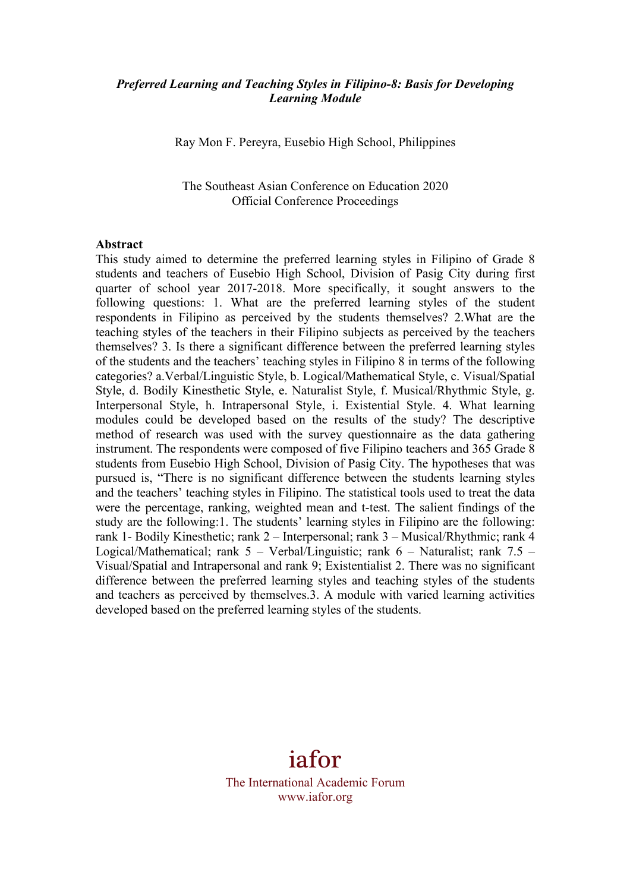***Preferred Learning and Teaching Styles in Filipino-8: Basis for Developing Learning Module***

Ray Mon F. Pereyra, Eusebio High School, Philippines

The Southeast Asian Conference on Education 2020
Official Conference Proceedings

**Abstract**

This study aimed to determine the preferred learning styles in Filipino of Grade 8 students and teachers of Eusebio High School, Division of Pasig City during first quarter of school year 2017-2018. More specifically, it sought answers to the following questions: 1. What are the preferred learning styles of the student respondents in Filipino as perceived by the students themselves? 2.What are the teaching styles of the teachers in their Filipino subjects as perceived by the teachers themselves? 3. Is there a significant difference between the preferred learning styles of the students and the teachers' teaching styles in Filipino 8 in terms of the following categories? a.Verbal/Linguistic Style, b. Logical/Mathematical Style, c. Visual/Spatial Style, d. Bodily Kinesthetic Style, e. Naturalist Style, f. Musical/Rhythmic Style, g. Interpersonal Style, h. Intrapersonal Style, i. Existential Style. 4. What learning modules could be developed based on the results of the study? The descriptive method of research was used with the survey questionnaire as the data gathering instrument. The respondents were composed of five Filipino teachers and 365 Grade 8 students from Eusebio High School, Division of Pasig City. The hypotheses that was pursued is, "There is no significant difference between the students learning styles and the teachers' teaching styles in Filipino. The statistical tools used to treat the data were the percentage, ranking, weighted mean and t-test. The salient findings of the study are the following:1. The students' learning styles in Filipino are the following: rank 1- Bodily Kinesthetic; rank 2 – Interpersonal; rank 3 – Musical/Rhythmic; rank 4 Logical/Mathematical; rank 5 – Verbal/Linguistic; rank 6 – Naturalist; rank 7.5 – Visual/Spatial and Intrapersonal and rank 9; Existentialist 2. There was no significant difference between the preferred learning styles and teaching styles of the students and teachers as perceived by themselves.3. A module with varied learning activities developed based on the preferred learning styles of the students.

iafor
The International Academic Forum
www.iafor.org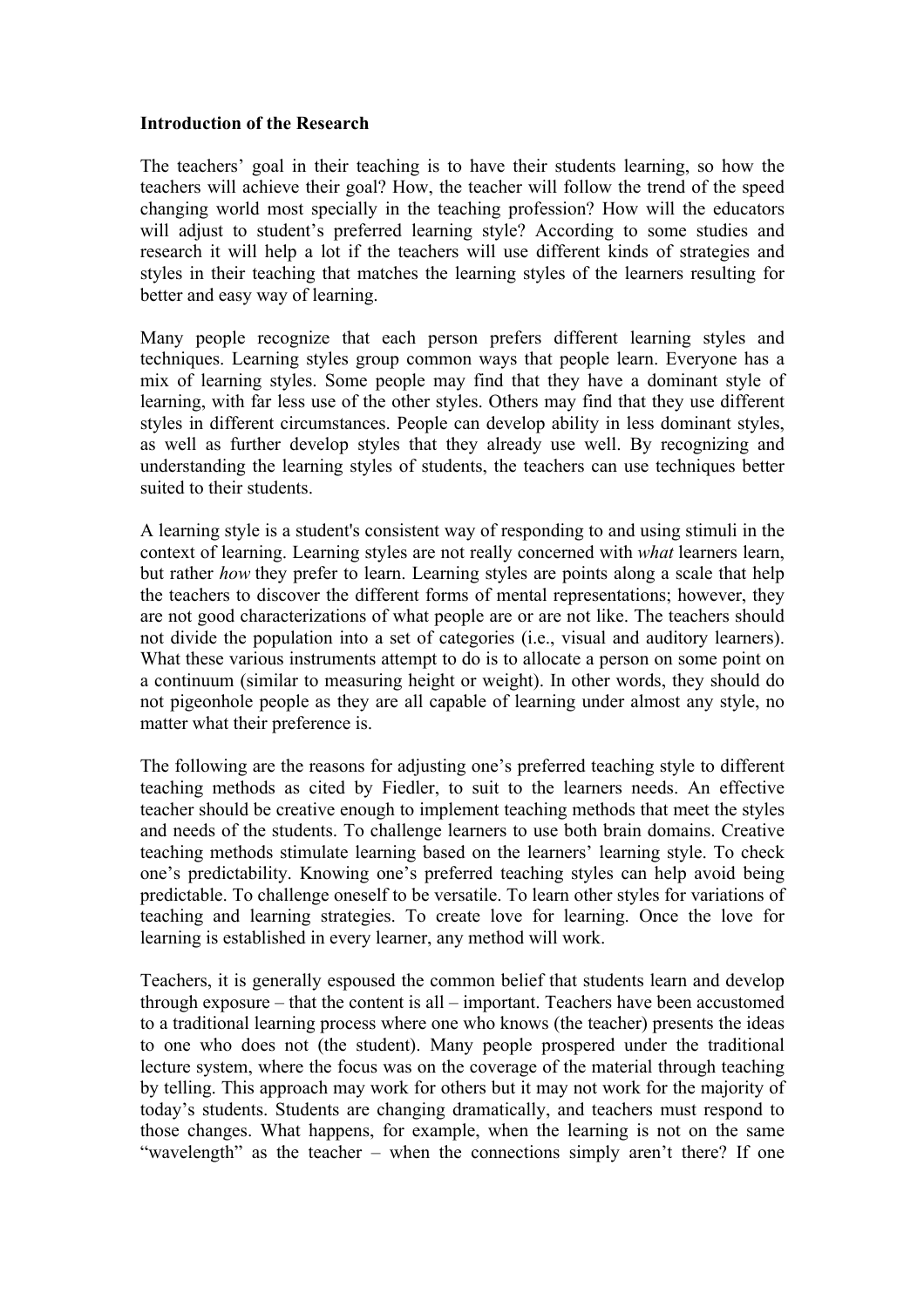**Introduction of the Research**

The teachers' goal in their teaching is to have their students learning, so how the teachers will achieve their goal? How, the teacher will follow the trend of the speed changing world most specially in the teaching profession? How will the educators will adjust to student's preferred learning style? According to some studies and research it will help a lot if the teachers will use different kinds of strategies and styles in their teaching that matches the learning styles of the learners resulting for better and easy way of learning.

Many people recognize that each person prefers different learning styles and techniques. Learning styles group common ways that people learn. Everyone has a mix of learning styles. Some people may find that they have a dominant style of learning, with far less use of the other styles. Others may find that they use different styles in different circumstances. People can develop ability in less dominant styles, as well as further develop styles that they already use well. By recognizing and understanding the learning styles of students, the teachers can use techniques better suited to their students.

A learning style is a student's consistent way of responding to and using stimuli in the context of learning. Learning styles are not really concerned with *what* learners learn, but rather *how* they prefer to learn. Learning styles are points along a scale that help the teachers to discover the different forms of mental representations; however, they are not good characterizations of what people are or are not like. The teachers should not divide the population into a set of categories (i.e., visual and auditory learners). What these various instruments attempt to do is to allocate a person on some point on a continuum (similar to measuring height or weight). In other words, they should do not pigeonhole people as they are all capable of learning under almost any style, no matter what their preference is.

The following are the reasons for adjusting one's preferred teaching style to different teaching methods as cited by Fiedler, to suit to the learners needs. An effective teacher should be creative enough to implement teaching methods that meet the styles and needs of the students. To challenge learners to use both brain domains. Creative teaching methods stimulate learning based on the learners' learning style. To check one's predictability. Knowing one's preferred teaching styles can help avoid being predictable. To challenge oneself to be versatile. To learn other styles for variations of teaching and learning strategies. To create love for learning. Once the love for learning is established in every learner, any method will work.

Teachers, it is generally espoused the common belief that students learn and develop through exposure – that the content is all – important. Teachers have been accustomed to a traditional learning process where one who knows (the teacher) presents the ideas to one who does not (the student). Many people prospered under the traditional lecture system, where the focus was on the coverage of the material through teaching by telling. This approach may work for others but it may not work for the majority of today's students. Students are changing dramatically, and teachers must respond to those changes. What happens, for example, when the learning is not on the same "wavelength" as the teacher – when the connections simply aren't there? If one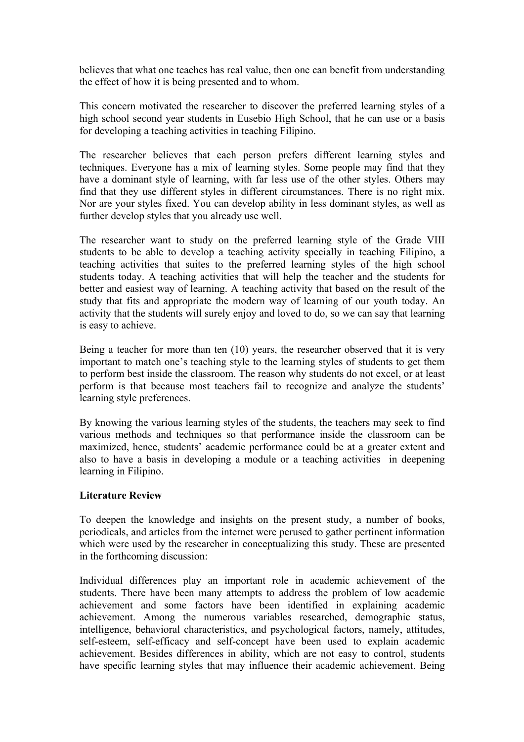believes that what one teaches has real value, then one can benefit from understanding the effect of how it is being presented and to whom.

This concern motivated the researcher to discover the preferred learning styles of a high school second year students in Eusebio High School, that he can use or a basis for developing a teaching activities in teaching Filipino.

The researcher believes that each person prefers different learning styles and techniques. Everyone has a mix of learning styles. Some people may find that they have a dominant style of learning, with far less use of the other styles. Others may find that they use different styles in different circumstances. There is no right mix. Nor are your styles fixed. You can develop ability in less dominant styles, as well as further develop styles that you already use well.

The researcher want to study on the preferred learning style of the Grade VIII students to be able to develop a teaching activity specially in teaching Filipino, a teaching activities that suites to the preferred learning styles of the high school students today. A teaching activities that will help the teacher and the students for better and easiest way of learning. A teaching activity that based on the result of the study that fits and appropriate the modern way of learning of our youth today. An activity that the students will surely enjoy and loved to do, so we can say that learning is easy to achieve.

Being a teacher for more than ten (10) years, the researcher observed that it is very important to match one's teaching style to the learning styles of students to get them to perform best inside the classroom. The reason why students do not excel, or at least perform is that because most teachers fail to recognize and analyze the students' learning style preferences.

By knowing the various learning styles of the students, the teachers may seek to find various methods and techniques so that performance inside the classroom can be maximized, hence, students' academic performance could be at a greater extent and also to have a basis in developing a module or a teaching activities in deepening learning in Filipino.

**Literature Review**

To deepen the knowledge and insights on the present study, a number of books, periodicals, and articles from the internet were perused to gather pertinent information which were used by the researcher in conceptualizing this study. These are presented in the forthcoming discussion:

Individual differences play an important role in academic achievement of the students. There have been many attempts to address the problem of low academic achievement and some factors have been identified in explaining academic achievement. Among the numerous variables researched, demographic status, intelligence, behavioral characteristics, and psychological factors, namely, attitudes, self-esteem, self-efficacy and self-concept have been used to explain academic achievement. Besides differences in ability, which are not easy to control, students have specific learning styles that may influence their academic achievement. Being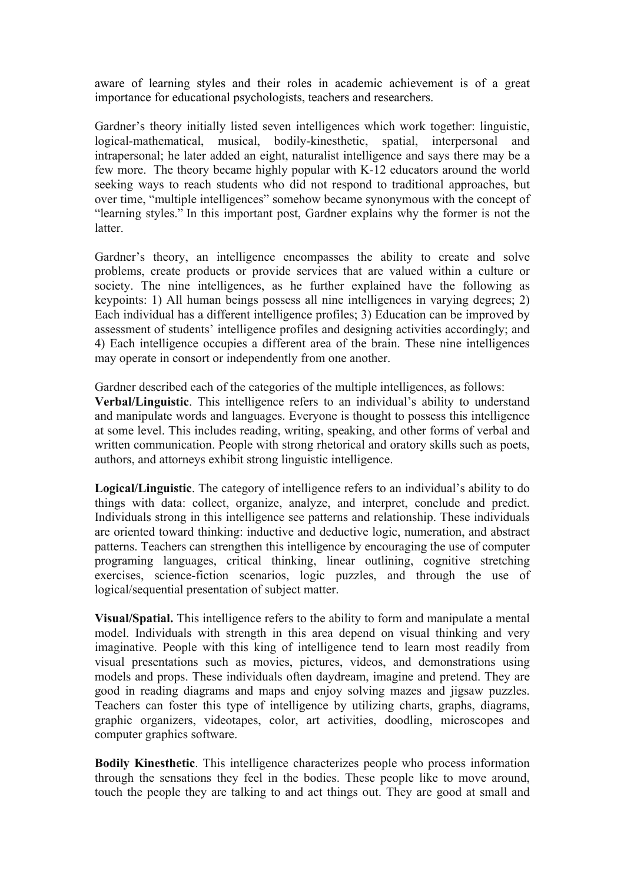aware of learning styles and their roles in academic achievement is of a great importance for educational psychologists, teachers and researchers.

Gardner's theory initially listed seven intelligences which work together: linguistic, logical-mathematical, musical, bodily-kinesthetic, spatial, interpersonal and intrapersonal; he later added an eight, naturalist intelligence and says there may be a few more. The theory became highly popular with K-12 educators around the world seeking ways to reach students who did not respond to traditional approaches, but over time, "multiple intelligences" somehow became synonymous with the concept of "learning styles." In this important post, Gardner explains why the former is not the latter.

Gardner's theory, an intelligence encompasses the ability to create and solve problems, create products or provide services that are valued within a culture or society. The nine intelligences, as he further explained have the following as keypoints: 1) All human beings possess all nine intelligences in varying degrees; 2) Each individual has a different intelligence profiles; 3) Education can be improved by assessment of students' intelligence profiles and designing activities accordingly; and 4) Each intelligence occupies a different area of the brain. These nine intelligences may operate in consort or independently from one another.

Gardner described each of the categories of the multiple intelligences, as follows:
**Verbal/Linguistic**. This intelligence refers to an individual's ability to understand and manipulate words and languages. Everyone is thought to possess this intelligence at some level. This includes reading, writing, speaking, and other forms of verbal and written communication. People with strong rhetorical and oratory skills such as poets, authors, and attorneys exhibit strong linguistic intelligence.

**Logical/Linguistic**. The category of intelligence refers to an individual's ability to do things with data: collect, organize, analyze, and interpret, conclude and predict. Individuals strong in this intelligence see patterns and relationship. These individuals are oriented toward thinking: inductive and deductive logic, numeration, and abstract patterns. Teachers can strengthen this intelligence by encouraging the use of computer programing languages, critical thinking, linear outlining, cognitive stretching exercises, science-fiction scenarios, logic puzzles, and through the use of logical/sequential presentation of subject matter.

**Visual/Spatial.** This intelligence refers to the ability to form and manipulate a mental model. Individuals with strength in this area depend on visual thinking and very imaginative. People with this king of intelligence tend to learn most readily from visual presentations such as movies, pictures, videos, and demonstrations using models and props. These individuals often daydream, imagine and pretend. They are good in reading diagrams and maps and enjoy solving mazes and jigsaw puzzles. Teachers can foster this type of intelligence by utilizing charts, graphs, diagrams, graphic organizers, videotapes, color, art activities, doodling, microscopes and computer graphics software.

**Bodily Kinesthetic**. This intelligence characterizes people who process information through the sensations they feel in the bodies. These people like to move around, touch the people they are talking to and act things out. They are good at small and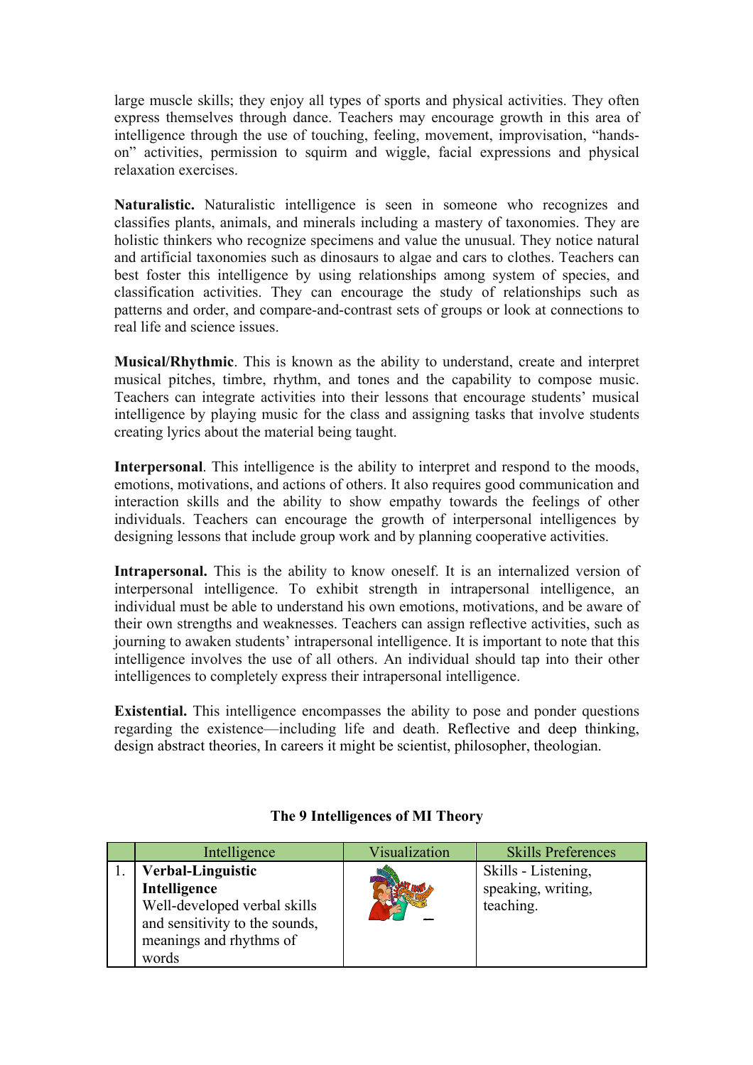large muscle skills; they enjoy all types of sports and physical activities. They often express themselves through dance. Teachers may encourage growth in this area of intelligence through the use of touching, feeling, movement, improvisation, "hands-on" activities, permission to squirm and wiggle, facial expressions and physical relaxation exercises.

**Naturalistic.** Naturalistic intelligence is seen in someone who recognizes and classifies plants, animals, and minerals including a mastery of taxonomies. They are holistic thinkers who recognize specimens and value the unusual. They notice natural and artificial taxonomies such as dinosaurs to algae and cars to clothes. Teachers can best foster this intelligence by using relationships among system of species, and classification activities. They can encourage the study of relationships such as patterns and order, and compare-and-contrast sets of groups or look at connections to real life and science issues.

**Musical/Rhythmic**. This is known as the ability to understand, create and interpret musical pitches, timbre, rhythm, and tones and the capability to compose music. Teachers can integrate activities into their lessons that encourage students' musical intelligence by playing music for the class and assigning tasks that involve students creating lyrics about the material being taught.

**Interpersonal**. This intelligence is the ability to interpret and respond to the moods, emotions, motivations, and actions of others. It also requires good communication and interaction skills and the ability to show empathy towards the feelings of other individuals. Teachers can encourage the growth of interpersonal intelligences by designing lessons that include group work and by planning cooperative activities.

**Intrapersonal.** This is the ability to know oneself. It is an internalized version of interpersonal intelligence. To exhibit strength in intrapersonal intelligence, an individual must be able to understand his own emotions, motivations, and be aware of their own strengths and weaknesses. Teachers can assign reflective activities, such as journing to awaken students' intrapersonal intelligence. It is important to note that this intelligence involves the use of all others. An individual should tap into their other intelligences to completely express their intrapersonal intelligence.

**Existential.** This intelligence encompasses the ability to pose and ponder questions regarding the existence—including life and death. Reflective and deep thinking, design abstract theories, In careers it might be scientist, philosopher, theologian.

**The 9 Intelligences of MI Theory**

| | Intelligence | Visualization | Skills Preferences |
|---|---|---|---|
| 1. | **Verbal-Linguistic Intelligence** Well-developed verbal skills and sensitivity to the sounds, meanings and rhythms of words | | Skills - Listening, speaking, writing, teaching. |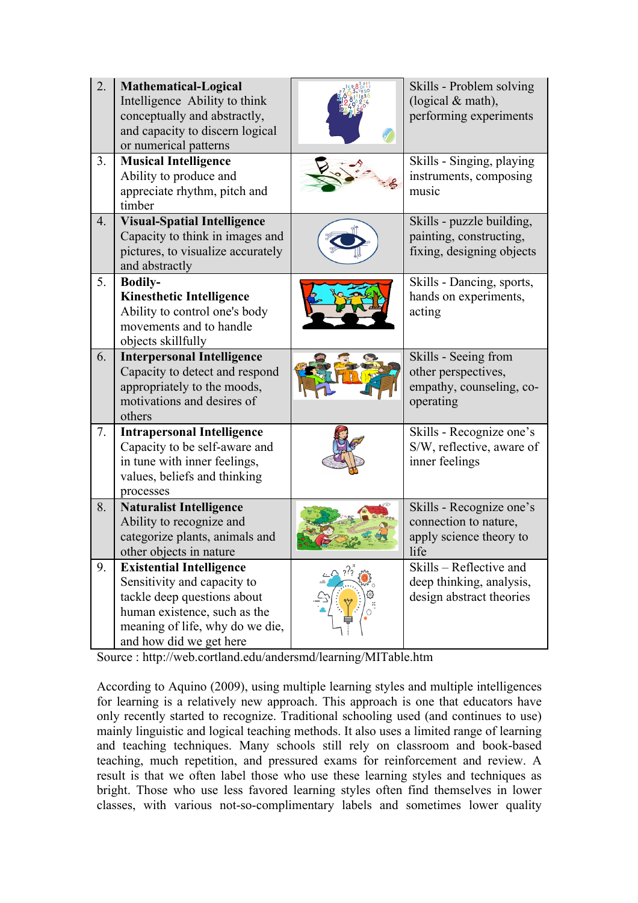| | | | |
|---|---|---|---|
| 2. | **Mathematical-Logical** Intelligence Ability to think conceptually and abstractly, and capacity to discern logical or numerical patterns | | Skills - Problem solving (logical & math), performing experiments |
| 3. | **Musical Intelligence** Ability to produce and appreciate rhythm, pitch and timber | | Skills - Singing, playing instruments, composing music |
| 4. | **Visual-Spatial Intelligence** Capacity to think in images and pictures, to visualize accurately and abstractly | | Skills - puzzle building, painting, constructing, fixing, designing objects |
| 5. | **Bodily-Kinesthetic Intelligence** Ability to control one's body movements and to handle objects skillfully | | Skills - Dancing, sports, hands on experiments, acting |
| 6. | **Interpersonal Intelligence** Capacity to detect and respond appropriately to the moods, motivations and desires of others | | Skills - Seeing from other perspectives, empathy, counseling, co-operating |
| 7. | **Intrapersonal Intelligence** Capacity to be self-aware and in tune with inner feelings, values, beliefs and thinking processes | | Skills - Recognize one's S/W, reflective, aware of inner feelings |
| 8. | **Naturalist Intelligence** Ability to recognize and categorize plants, animals and other objects in nature | | Skills - Recognize one's connection to nature, apply science theory to life |
| 9. | **Existential Intelligence** Sensitivity and capacity to tackle deep questions about human existence, such as the meaning of life, why do we die, and how did we get here | | Skills – Reflective and deep thinking, analysis, design abstract theories |

Source : http://web.cortland.edu/andersmd/learning/MITable.htm

According to Aquino (2009), using multiple learning styles and multiple intelligences for learning is a relatively new approach. This approach is one that educators have only recently started to recognize. Traditional schooling used (and continues to use) mainly linguistic and logical teaching methods. It also uses a limited range of learning and teaching techniques. Many schools still rely on classroom and book-based teaching, much repetition, and pressured exams for reinforcement and review. A result is that we often label those who use these learning styles and techniques as bright. Those who use less favored learning styles often find themselves in lower classes, with various not-so-complimentary labels and sometimes lower quality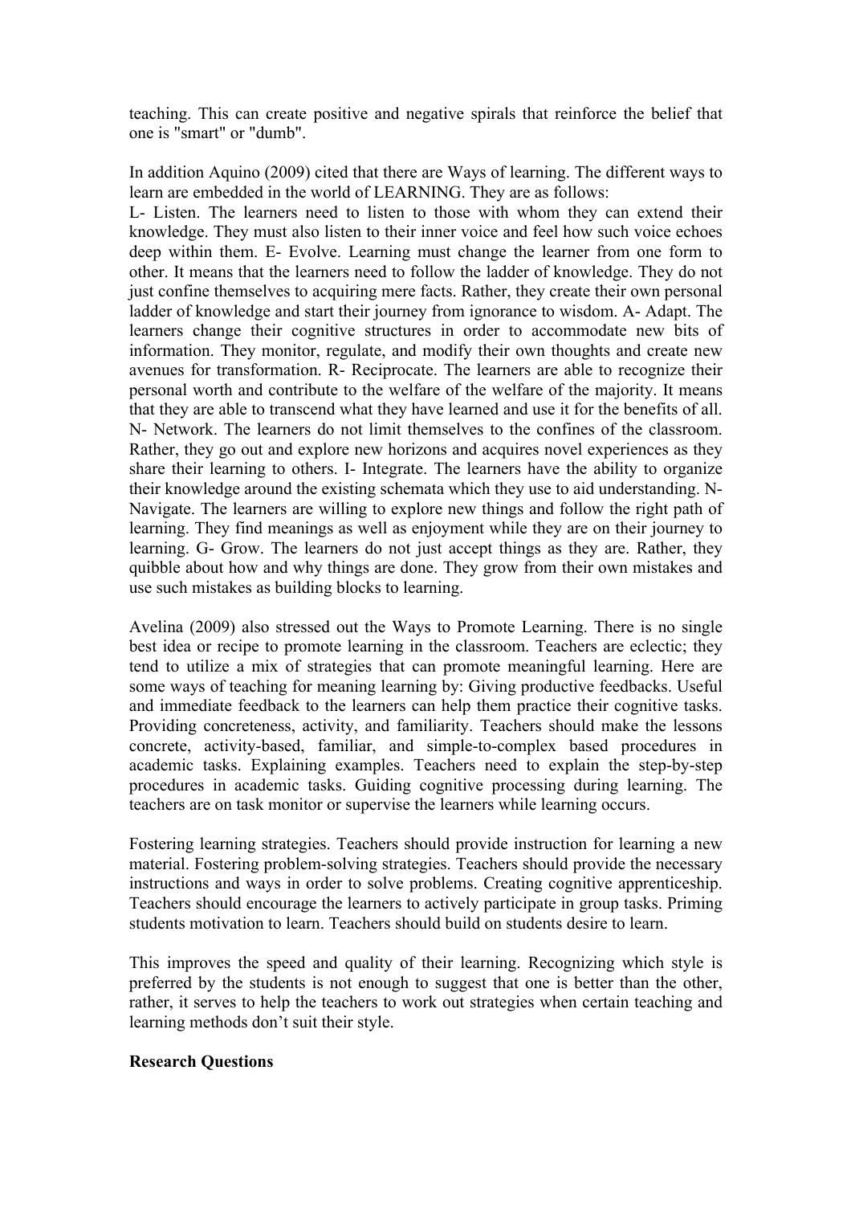teaching. This can create positive and negative spirals that reinforce the belief that one is "smart" or "dumb".

In addition Aquino (2009) cited that there are Ways of learning. The different ways to learn are embedded in the world of LEARNING. They are as follows:
L- Listen. The learners need to listen to those with whom they can extend their knowledge. They must also listen to their inner voice and feel how such voice echoes deep within them. E- Evolve. Learning must change the learner from one form to other. It means that the learners need to follow the ladder of knowledge. They do not just confine themselves to acquiring mere facts. Rather, they create their own personal ladder of knowledge and start their journey from ignorance to wisdom. A- Adapt. The learners change their cognitive structures in order to accommodate new bits of information. They monitor, regulate, and modify their own thoughts and create new avenues for transformation. R- Reciprocate. The learners are able to recognize their personal worth and contribute to the welfare of the welfare of the majority. It means that they are able to transcend what they have learned and use it for the benefits of all. N- Network. The learners do not limit themselves to the confines of the classroom. Rather, they go out and explore new horizons and acquires novel experiences as they share their learning to others. I- Integrate. The learners have the ability to organize their knowledge around the existing schemata which they use to aid understanding. N- Navigate. The learners are willing to explore new things and follow the right path of learning. They find meanings as well as enjoyment while they are on their journey to learning. G- Grow. The learners do not just accept things as they are. Rather, they quibble about how and why things are done. They grow from their own mistakes and use such mistakes as building blocks to learning.

Avelina (2009) also stressed out the Ways to Promote Learning. There is no single best idea or recipe to promote learning in the classroom. Teachers are eclectic; they tend to utilize a mix of strategies that can promote meaningful learning. Here are some ways of teaching for meaning learning by: Giving productive feedbacks. Useful and immediate feedback to the learners can help them practice their cognitive tasks. Providing concreteness, activity, and familiarity. Teachers should make the lessons concrete, activity-based, familiar, and simple-to-complex based procedures in academic tasks. Explaining examples. Teachers need to explain the step-by-step procedures in academic tasks. Guiding cognitive processing during learning. The teachers are on task monitor or supervise the learners while learning occurs.

Fostering learning strategies. Teachers should provide instruction for learning a new material. Fostering problem-solving strategies. Teachers should provide the necessary instructions and ways in order to solve problems. Creating cognitive apprenticeship. Teachers should encourage the learners to actively participate in group tasks. Priming students motivation to learn. Teachers should build on students desire to learn.

This improves the speed and quality of their learning. Recognizing which style is preferred by the students is not enough to suggest that one is better than the other, rather, it serves to help the teachers to work out strategies when certain teaching and learning methods don't suit their style.

**Research Questions**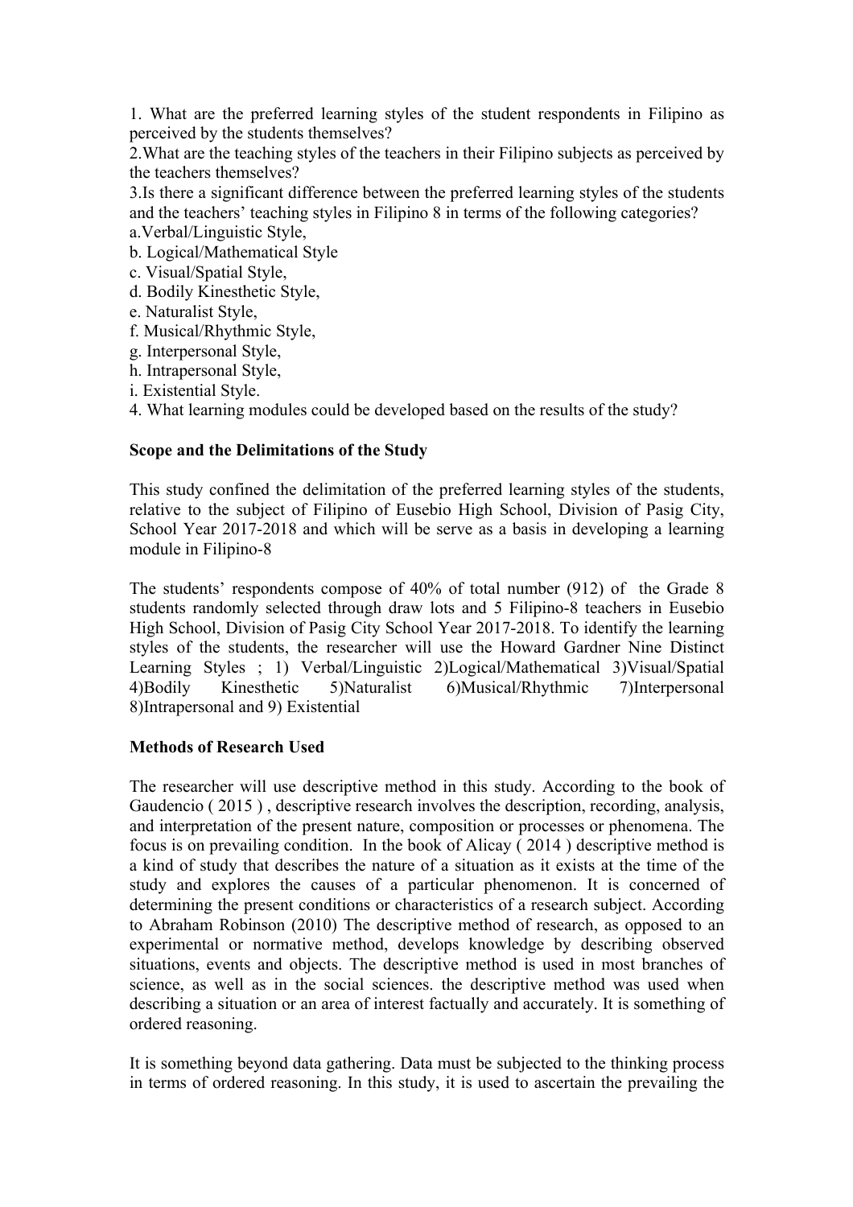1. What are the preferred learning styles of the student respondents in Filipino as perceived by the students themselves?

2.What are the teaching styles of the teachers in their Filipino subjects as perceived by the teachers themselves?

3.Is there a significant difference between the preferred learning styles of the students and the teachers' teaching styles in Filipino 8 in terms of the following categories?

a.Verbal/Linguistic Style,

b. Logical/Mathematical Style

c. Visual/Spatial Style,

d. Bodily Kinesthetic Style,

e. Naturalist Style,

f. Musical/Rhythmic Style,

g. Interpersonal Style,

h. Intrapersonal Style,

i. Existential Style.

4. What learning modules could be developed based on the results of the study?

**Scope and the Delimitations of the Study**

This study confined the delimitation of the preferred learning styles of the students, relative to the subject of Filipino of Eusebio High School, Division of Pasig City, School Year 2017-2018 and which will be serve as a basis in developing a learning module in Filipino-8

The students' respondents compose of 40% of total number (912) of the Grade 8 students randomly selected through draw lots and 5 Filipino-8 teachers in Eusebio High School, Division of Pasig City School Year 2017-2018. To identify the learning styles of the students, the researcher will use the Howard Gardner Nine Distinct Learning Styles ; 1) Verbal/Linguistic 2)Logical/Mathematical 3)Visual/Spatial 4)Bodily Kinesthetic 5)Naturalist 6)Musical/Rhythmic 7)Interpersonal 8)Intrapersonal and 9) Existential

**Methods of Research Used**

The researcher will use descriptive method in this study. According to the book of Gaudencio ( 2015 ) , descriptive research involves the description, recording, analysis, and interpretation of the present nature, composition or processes or phenomena. The focus is on prevailing condition. In the book of Alicay ( 2014 ) descriptive method is a kind of study that describes the nature of a situation as it exists at the time of the study and explores the causes of a particular phenomenon. It is concerned of determining the present conditions or characteristics of a research subject. According to Abraham Robinson (2010) The descriptive method of research, as opposed to an experimental or normative method, develops knowledge by describing observed situations, events and objects. The descriptive method is used in most branches of science, as well as in the social sciences. the descriptive method was used when describing a situation or an area of interest factually and accurately. It is something of ordered reasoning.

It is something beyond data gathering. Data must be subjected to the thinking process in terms of ordered reasoning. In this study, it is used to ascertain the prevailing the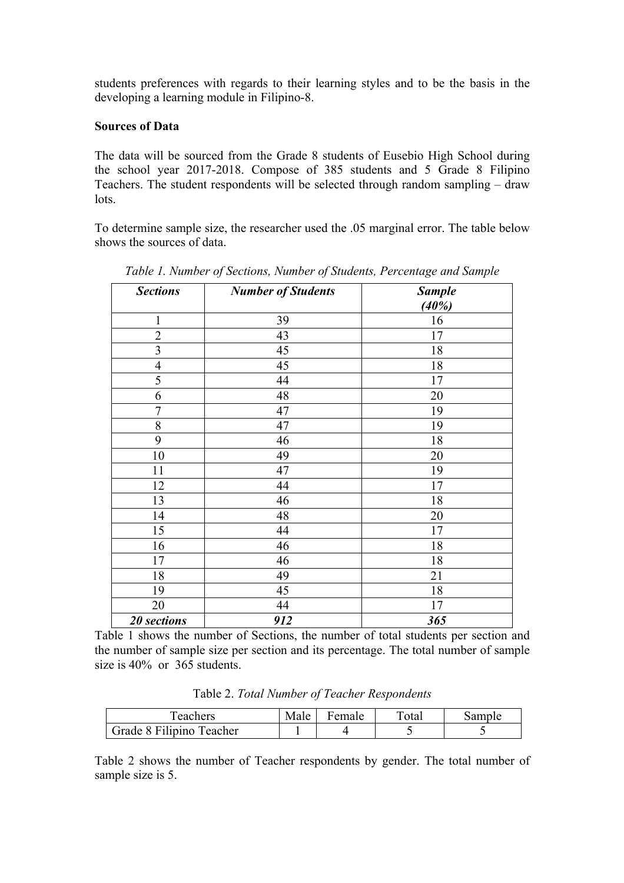students preferences with regards to their learning styles and to be the basis in the developing a learning module in Filipino-8.

**Sources of Data**

The data will be sourced from the Grade 8 students of Eusebio High School during the school year 2017-2018. Compose of 385 students and 5 Grade 8 Filipino Teachers. The student respondents will be selected through random sampling – draw lots.

To determine sample size, the researcher used the .05 marginal error. The table below shows the sources of data.

*Table 1. Number of Sections, Number of Students, Percentage and Sample*

| ***Sections*** | ***Number of Students*** | ***Sample (40%)*** |
|---|---|---|
| 1 | 39 | 16 |
| 2 | 43 | 17 |
| 3 | 45 | 18 |
| 4 | 45 | 18 |
| 5 | 44 | 17 |
| 6 | 48 | 20 |
| 7 | 47 | 19 |
| 8 | 47 | 19 |
| 9 | 46 | 18 |
| 10 | 49 | 20 |
| 11 | 47 | 19 |
| 12 | 44 | 17 |
| 13 | 46 | 18 |
| 14 | 48 | 20 |
| 15 | 44 | 17 |
| 16 | 46 | 18 |
| 17 | 46 | 18 |
| 18 | 49 | 21 |
| 19 | 45 | 18 |
| 20 | 44 | 17 |
| ***20 sections*** | ***912*** | ***365*** |

Table 1 shows the number of Sections, the number of total students per section and the number of sample size per section and its percentage. The total number of sample size is 40% or 365 students.

Table 2. *Total Number of Teacher Respondents*

| Teachers | Male | Female | Total | Sample |
|---|---|---|---|---|
| Grade 8 Filipino Teacher | 1 | 4 | 5 | 5 |

Table 2 shows the number of Teacher respondents by gender. The total number of sample size is 5.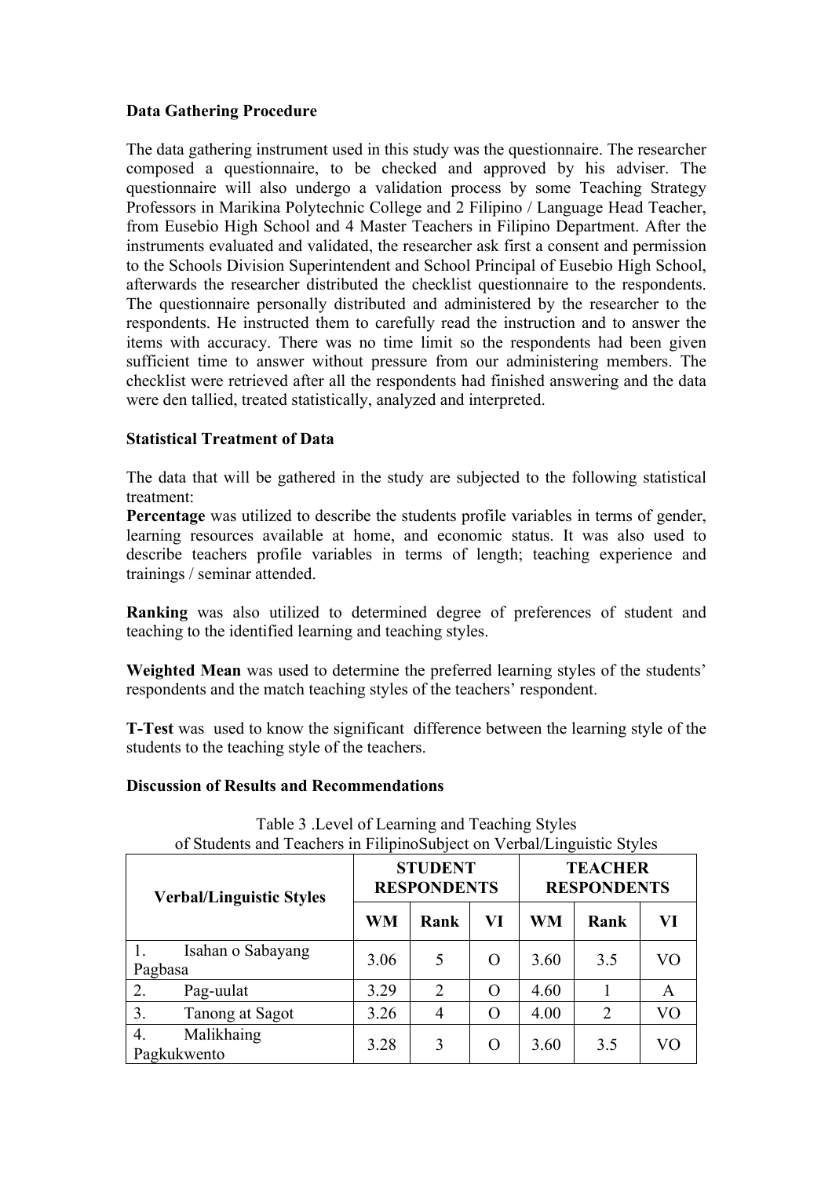**Data Gathering Procedure**

The data gathering instrument used in this study was the questionnaire. The researcher composed a questionnaire, to be checked and approved by his adviser. The questionnaire will also undergo a validation process by some Teaching Strategy Professors in Marikina Polytechnic College and 2 Filipino / Language Head Teacher, from Eusebio High School and 4 Master Teachers in Filipino Department. After the instruments evaluated and validated, the researcher ask first a consent and permission to the Schools Division Superintendent and School Principal of Eusebio High School, afterwards the researcher distributed the checklist questionnaire to the respondents. The questionnaire personally distributed and administered by the researcher to the respondents. He instructed them to carefully read the instruction and to answer the items with accuracy. There was no time limit so the respondents had been given sufficient time to answer without pressure from our administering members. The checklist were retrieved after all the respondents had finished answering and the data were den tallied, treated statistically, analyzed and interpreted.

**Statistical Treatment of Data**

The data that will be gathered in the study are subjected to the following statistical treatment:
**Percentage** was utilized to describe the students profile variables in terms of gender, learning resources available at home, and economic status. It was also used to describe teachers profile variables in terms of length; teaching experience and trainings / seminar attended.

**Ranking** was also utilized to determined degree of preferences of student and teaching to the identified learning and teaching styles.

**Weighted Mean** was used to determine the preferred learning styles of the students' respondents and the match teaching styles of the teachers' respondent.

**T-Test** was used to know the significant difference between the learning style of the students to the teaching style of the teachers.

**Discussion of Results and Recommendations**

Table 3 .Level of Learning and Teaching Styles of Students and Teachers in FilipinoSubject on Verbal/Linguistic Styles

| Verbal/Linguistic Styles | STUDENT RESPONDENTS | | | TEACHER RESPONDENTS | | |
|---|---|---|---|---|---|---|
| | WM | Rank | VI | WM | Rank | VI |
| 1. Isahan o Sabayang Pagbasa | 3.06 | 5 | O | 3.60 | 3.5 | VO |
| 2. Pag-uulat | 3.29 | 2 | O | 4.60 | 1 | A |
| 3. Tanong at Sagot | 3.26 | 4 | O | 4.00 | 2 | VO |
| 4. Malikhaing Pagkukwento | 3.28 | 3 | O | 3.60 | 3.5 | VO |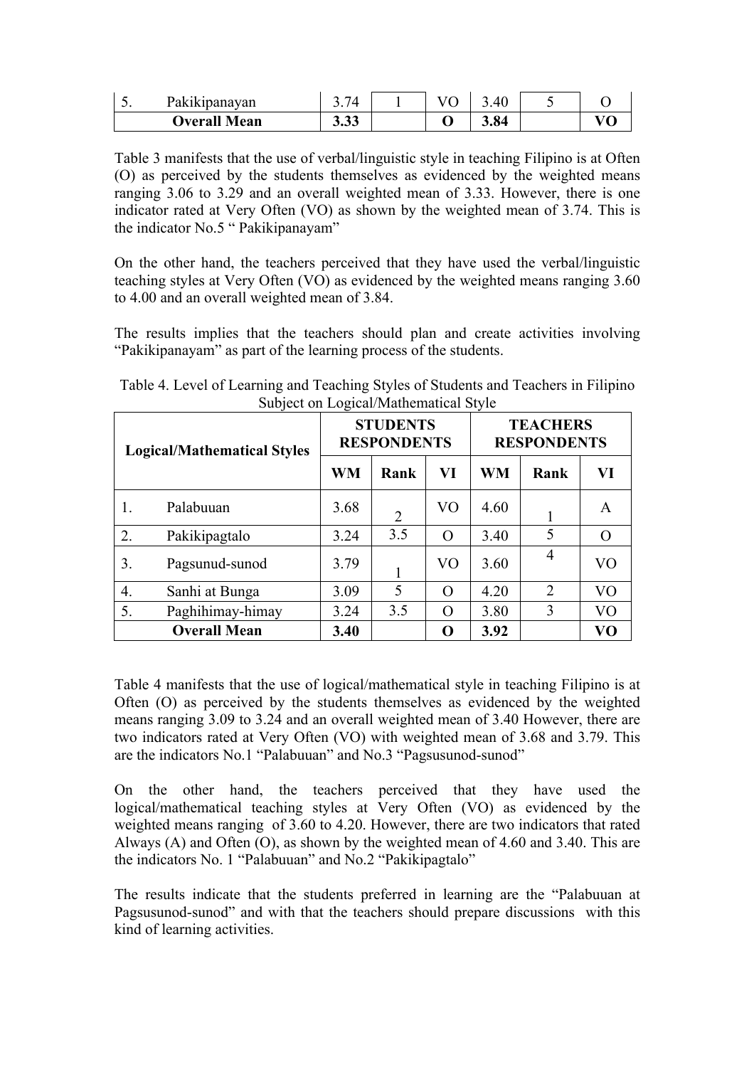| 5. | Pakikipanayan | 3.74 | 1 | VO | 3.40 | 5 | O |
|---|---|---|---|---|---|---|---|
| | **Overall Mean** | **3.33** | | **O** | **3.84** | | **VO** |

Table 3 manifests that the use of verbal/linguistic style in teaching Filipino is at Often (O) as perceived by the students themselves as evidenced by the weighted means ranging 3.06 to 3.29 and an overall weighted mean of 3.33. However, there is one indicator rated at Very Often (VO) as shown by the weighted mean of 3.74. This is the indicator No.5 " Pakikipanayam"

On the other hand, the teachers perceived that they have used the verbal/linguistic teaching styles at Very Often (VO) as evidenced by the weighted means ranging 3.60 to 4.00 and an overall weighted mean of 3.84.

The results implies that the teachers should plan and create activities involving "Pakikipanayam" as part of the learning process of the students.

Table 4. Level of Learning and Teaching Styles of Students and Teachers in Filipino Subject on Logical/Mathematical Style

| **Logical/Mathematical Styles** | | **STUDENTS RESPONDENTS** | | | **TEACHERS RESPONDENTS** | | |
|---|---|---|---|---|---|---|---|
| | | **WM** | **Rank** | **VI** | **WM** | **Rank** | **VI** |
| 1. | Palabuuan | 3.68 | 2 | VO | 4.60 | 1 | A |
| 2. | Pakikipagtalo | 3.24 | 3.5 | O | 3.40 | 5 | O |
| 3. | Pagsunud-sunod | 3.79 | 1 | VO | 3.60 | 4 | VO |
| 4. | Sanhi at Bunga | 3.09 | 5 | O | 4.20 | 2 | VO |
| 5. | Paghihimay-himay | 3.24 | 3.5 | O | 3.80 | 3 | VO |
| | **Overall Mean** | **3.40** | | **O** | **3.92** | | **VO** |

Table 4 manifests that the use of logical/mathematical style in teaching Filipino is at Often (O) as perceived by the students themselves as evidenced by the weighted means ranging 3.09 to 3.24 and an overall weighted mean of 3.40 However, there are two indicators rated at Very Often (VO) with weighted mean of 3.68 and 3.79. This are the indicators No.1 "Palabuuan" and No.3 "Pagsusunod-sunod"

On the other hand, the teachers perceived that they have used the logical/mathematical teaching styles at Very Often (VO) as evidenced by the weighted means ranging of 3.60 to 4.20. However, there are two indicators that rated Always (A) and Often (O), as shown by the weighted mean of 4.60 and 3.40. This are the indicators No. 1 "Palabuuan" and No.2 "Pakikipagtalo"

The results indicate that the students preferred in learning are the "Palabuuan at Pagsusunod-sunod" and with that the teachers should prepare discussions with this kind of learning activities.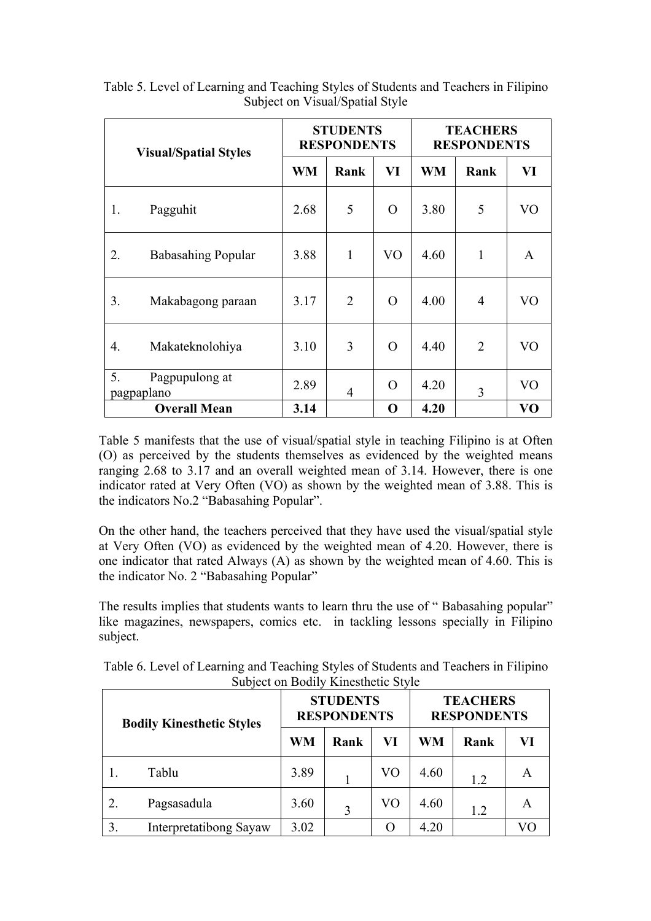Table 5. Level of Learning and Teaching Styles of Students and Teachers in Filipino Subject on Visual/Spatial Style

| Visual/Spatial Styles | STUDENTS RESPONDENTS | | | TEACHERS RESPONDENTS | | |
|---|---|---|---|---|---|---|
| | WM | Rank | VI | WM | Rank | VI |
| 1. Pagguhit | 2.68 | 5 | O | 3.80 | 5 | VO |
| 2. Babasahing Popular | 3.88 | 1 | VO | 4.60 | 1 | A |
| 3. Makabagong paraan | 3.17 | 2 | O | 4.00 | 4 | VO |
| 4. Makateknolohiya | 3.10 | 3 | O | 4.40 | 2 | VO |
| 5. Pagpupulong at pagpaplano | 2.89 | 4 | O | 4.20 | 3 | VO |
| **Overall Mean** | **3.14** | | **O** | **4.20** | | **VO** |

Table 5 manifests that the use of visual/spatial style in teaching Filipino is at Often (O) as perceived by the students themselves as evidenced by the weighted means ranging 2.68 to 3.17 and an overall weighted mean of 3.14. However, there is one indicator rated at Very Often (VO) as shown by the weighted mean of 3.88. This is the indicators No.2 "Babasahing Popular".

On the other hand, the teachers perceived that they have used the visual/spatial style at Very Often (VO) as evidenced by the weighted mean of 4.20. However, there is one indicator that rated Always (A) as shown by the weighted mean of 4.60. This is the indicator No. 2 "Babasahing Popular"

The results implies that students wants to learn thru the use of " Babasahing popular" like magazines, newspapers, comics etc. in tackling lessons specially in Filipino subject.

Table 6. Level of Learning and Teaching Styles of Students and Teachers in Filipino Subject on Bodily Kinesthetic Style

| Bodily Kinesthetic Styles | STUDENTS RESPONDENTS | | | TEACHERS RESPONDENTS | | |
|---|---|---|---|---|---|---|
| | WM | Rank | VI | WM | Rank | VI |
| 1. Tablu | 3.89 | 1 | VO | 4.60 | 1.2 | A |
| 2. Pagsasadula | 3.60 | 3 | VO | 4.60 | 1.2 | A |
| 3. Interpretatibong Sayaw | 3.02 | | O | 4.20 | | VO |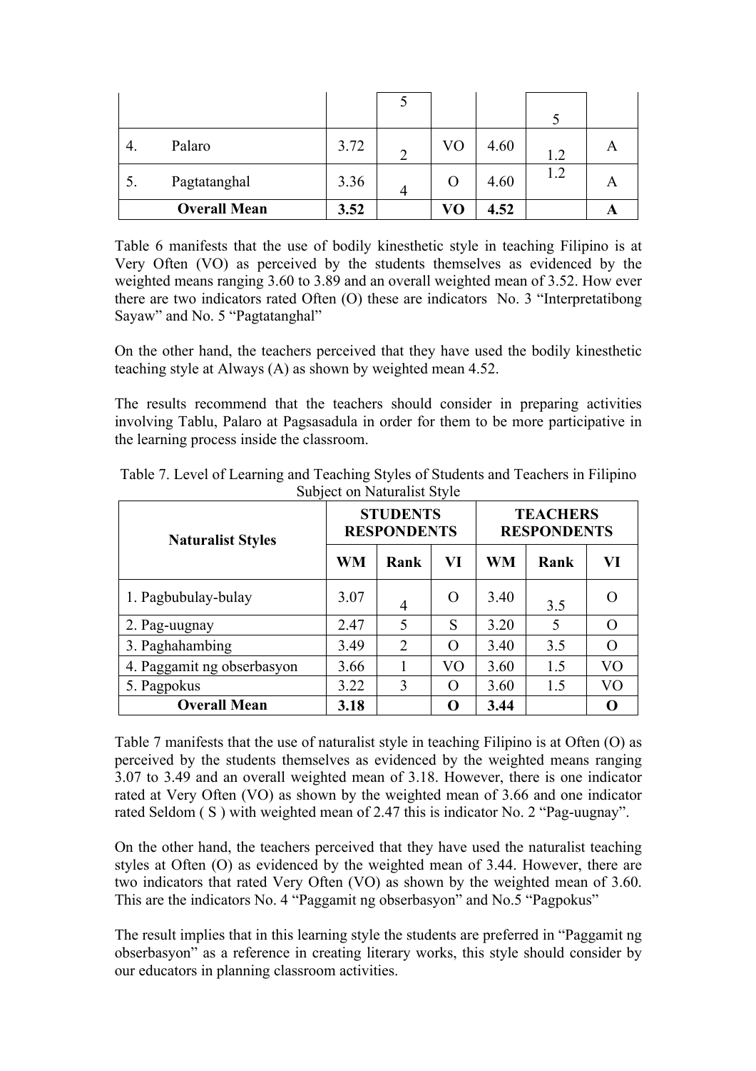| | | | | | | |
|---|---|---|---|---|---|---|
| | | 5 | | | 5 | |
| 4. Palaro | 3.72 | 2 | VO | 4.60 | 1.2 | A |
| 5. Pagtatanghal | 3.36 | 4 | O | 4.60 | 1.2 | A |
| **Overall Mean** | **3.52** | | **VO** | **4.52** | | **A** |

Table 6 manifests that the use of bodily kinesthetic style in teaching Filipino is at Very Often (VO) as perceived by the students themselves as evidenced by the weighted means ranging 3.60 to 3.89 and an overall weighted mean of 3.52. How ever there are two indicators rated Often (O) these are indicators No. 3 "Interpretatibong Sayaw" and No. 5 "Pagtatanghal"

On the other hand, the teachers perceived that they have used the bodily kinesthetic teaching style at Always (A) as shown by weighted mean 4.52.

The results recommend that the teachers should consider in preparing activities involving Tablu, Palaro at Pagsasadula in order for them to be more participative in the learning process inside the classroom.

Table 7. Level of Learning and Teaching Styles of Students and Teachers in Filipino Subject on Naturalist Style

| Naturalist Styles | STUDENTS RESPONDENTS | | | TEACHERS RESPONDENTS | | |
|---|---|---|---|---|---|---|
| | WM | Rank | VI | WM | Rank | VI |
| 1. Pagbubulay-bulay | 3.07 | 4 | O | 3.40 | 3.5 | O |
| 2. Pag-uugnay | 2.47 | 5 | S | 3.20 | 5 | O |
| 3. Paghahambing | 3.49 | 2 | O | 3.40 | 3.5 | O |
| 4. Paggamit ng obserbasyon | 3.66 | 1 | VO | 3.60 | 1.5 | VO |
| 5. Pagpokus | 3.22 | 3 | O | 3.60 | 1.5 | VO |
| **Overall Mean** | **3.18** | | **O** | **3.44** | | **O** |

Table 7 manifests that the use of naturalist style in teaching Filipino is at Often (O) as perceived by the students themselves as evidenced by the weighted means ranging 3.07 to 3.49 and an overall weighted mean of 3.18. However, there is one indicator rated at Very Often (VO) as shown by the weighted mean of 3.66 and one indicator rated Seldom ( S ) with weighted mean of 2.47 this is indicator No. 2 "Pag-uugnay".

On the other hand, the teachers perceived that they have used the naturalist teaching styles at Often (O) as evidenced by the weighted mean of 3.44. However, there are two indicators that rated Very Often (VO) as shown by the weighted mean of 3.60. This are the indicators No. 4 "Paggamit ng obserbasyon" and No.5 "Pagpokus"

The result implies that in this learning style the students are preferred in "Paggamit ng obserbasyon" as a reference in creating literary works, this style should consider by our educators in planning classroom activities.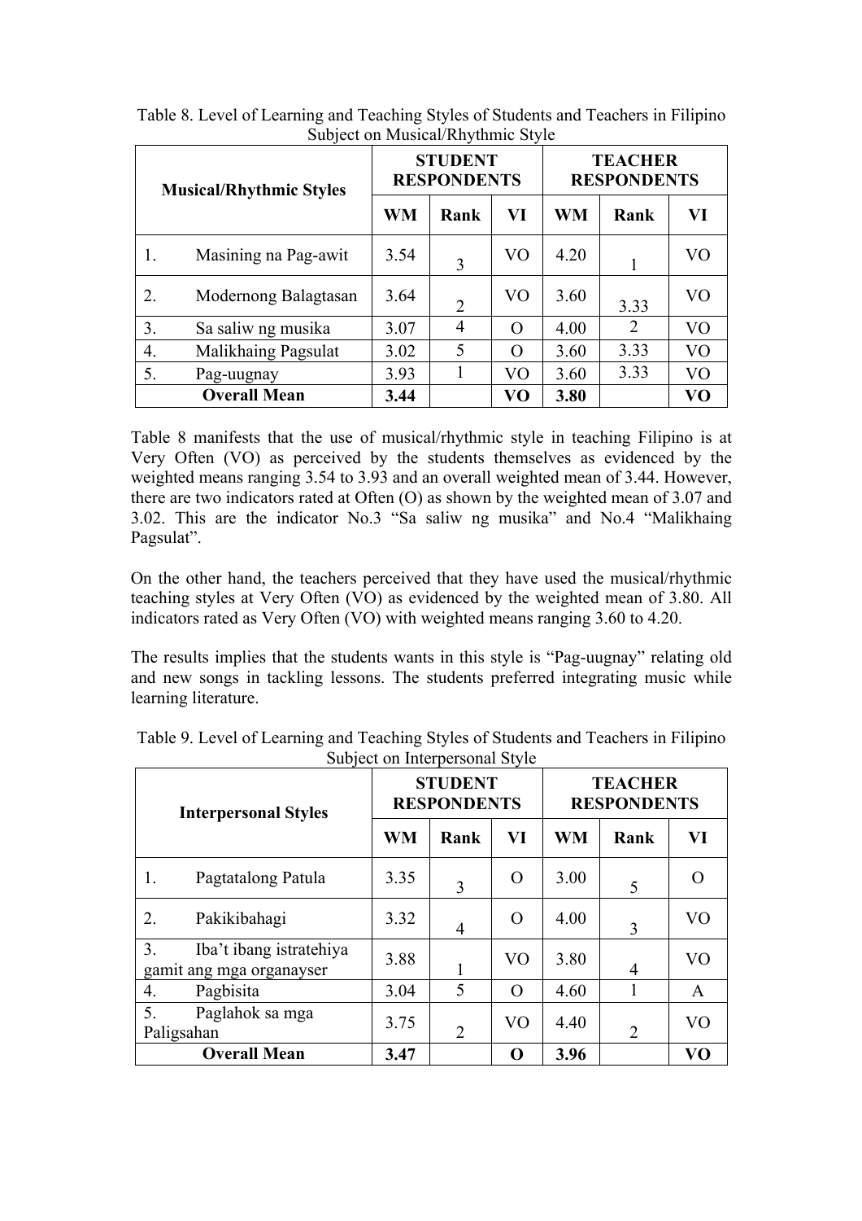Table 8. Level of Learning and Teaching Styles of Students and Teachers in Filipino Subject on Musical/Rhythmic Style

| Musical/Rhythmic Styles | STUDENT RESPONDENTS | | | TEACHER RESPONDENTS | | |
|---|---|---|---|---|---|---|
| | WM | Rank | VI | WM | Rank | VI |
| 1. Masining na Pag-awit | 3.54 | 3 | VO | 4.20 | 1 | VO |
| 2. Modernong Balagtasan | 3.64 | 2 | VO | 3.60 | 3.33 | VO |
| 3. Sa saliw ng musika | 3.07 | 4 | O | 4.00 | 2 | VO |
| 4. Malikhaing Pagsulat | 3.02 | 5 | O | 3.60 | 3.33 | VO |
| 5. Pag-uugnay | 3.93 | 1 | VO | 3.60 | 3.33 | VO |
| **Overall Mean** | **3.44** | | **VO** | **3.80** | | **VO** |

Table 8 manifests that the use of musical/rhythmic style in teaching Filipino is at Very Often (VO) as perceived by the students themselves as evidenced by the weighted means ranging 3.54 to 3.93 and an overall weighted mean of 3.44. However, there are two indicators rated at Often (O) as shown by the weighted mean of 3.07 and 3.02. This are the indicator No.3 "Sa saliw ng musika" and No.4 "Malikhaing Pagsulat".

On the other hand, the teachers perceived that they have used the musical/rhythmic teaching styles at Very Often (VO) as evidenced by the weighted mean of 3.80. All indicators rated as Very Often (VO) with weighted means ranging 3.60 to 4.20.

The results implies that the students wants in this style is "Pag-uugnay" relating old and new songs in tackling lessons. The students preferred integrating music while learning literature.

Table 9. Level of Learning and Teaching Styles of Students and Teachers in Filipino Subject on Interpersonal Style

| Interpersonal Styles | STUDENT RESPONDENTS | | | TEACHER RESPONDENTS | | |
|---|---|---|---|---|---|---|
| | WM | Rank | VI | WM | Rank | VI |
| 1. Pagtatalong Patula | 3.35 | 3 | O | 3.00 | 5 | O |
| 2. Pakikibahagi | 3.32 | 4 | O | 4.00 | 3 | VO |
| 3. Iba't ibang istratehiya gamit ang mga organayser | 3.88 | 1 | VO | 3.80 | 4 | VO |
| 4. Pagbisita | 3.04 | 5 | O | 4.60 | 1 | A |
| 5. Paglahok sa mga Paligsahan | 3.75 | 2 | VO | 4.40 | 2 | VO |
| **Overall Mean** | **3.47** | | **O** | **3.96** | | **VO** |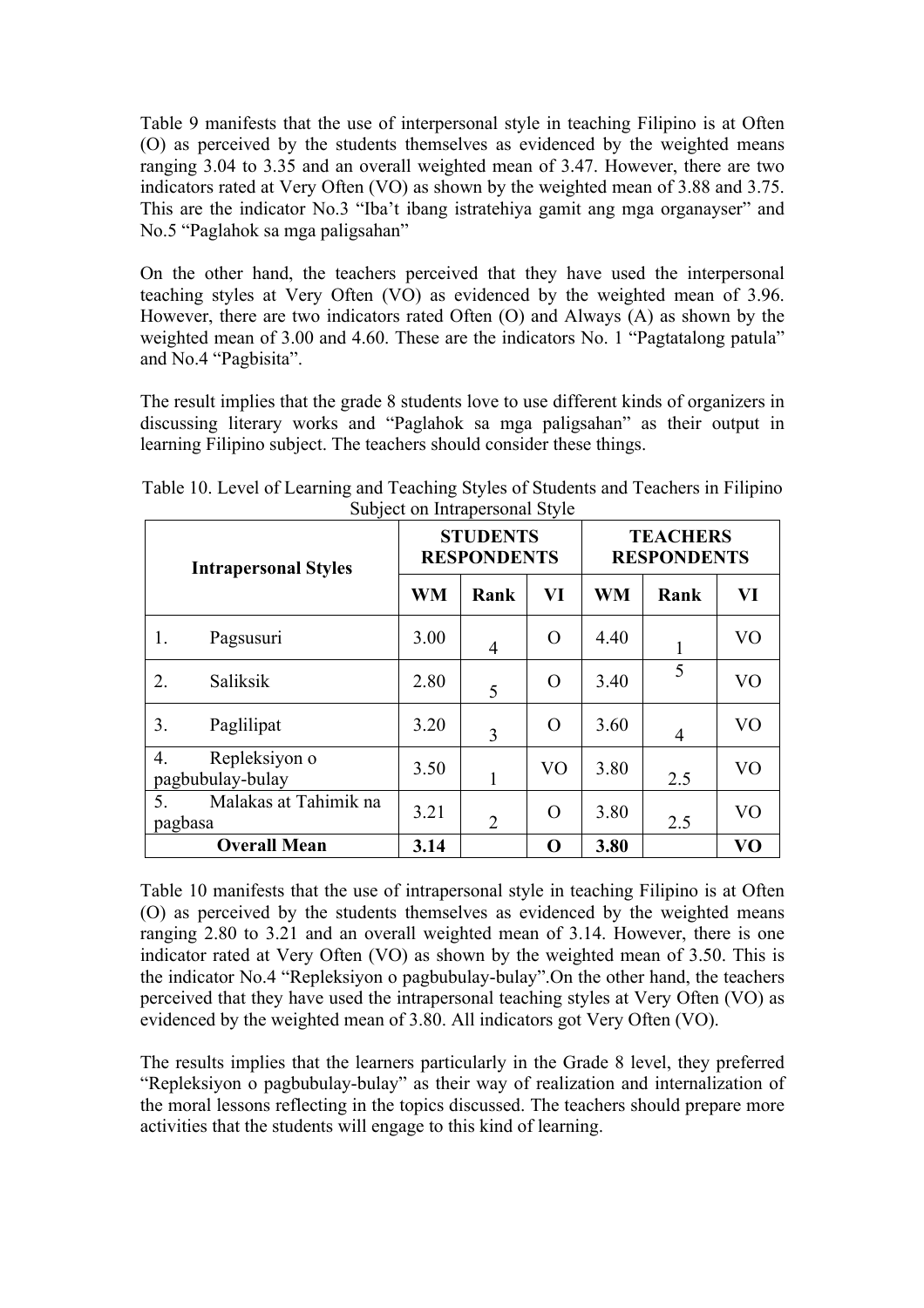Table 9 manifests that the use of interpersonal style in teaching Filipino is at Often (O) as perceived by the students themselves as evidenced by the weighted means ranging 3.04 to 3.35 and an overall weighted mean of 3.47. However, there are two indicators rated at Very Often (VO) as shown by the weighted mean of 3.88 and 3.75. This are the indicator No.3 "Iba't ibang istratehiya gamit ang mga organayser" and No.5 "Paglahok sa mga paligsahan"

On the other hand, the teachers perceived that they have used the interpersonal teaching styles at Very Often (VO) as evidenced by the weighted mean of 3.96. However, there are two indicators rated Often (O) and Always (A) as shown by the weighted mean of 3.00 and 4.60. These are the indicators No. 1 "Pagtatalong patula" and No.4 "Pagbisita".

The result implies that the grade 8 students love to use different kinds of organizers in discussing literary works and "Paglahok sa mga paligsahan" as their output in learning Filipino subject. The teachers should consider these things.

Table 10. Level of Learning and Teaching Styles of Students and Teachers in Filipino Subject on Intrapersonal Style

| Intrapersonal Styles | STUDENTS RESPONDENTS | | | TEACHERS RESPONDENTS | | |
|---|---|---|---|---|---|---|
| | WM | Rank | VI | WM | Rank | VI |
| 1. Pagsusuri | 3.00 | 4 | O | 4.40 | 1 | VO |
| 2. Saliksik | 2.80 | 5 | O | 3.40 | 5 | VO |
| 3. Paglilipat | 3.20 | 3 | O | 3.60 | 4 | VO |
| 4. Repleksiyon o pagbubulay-bulay | 3.50 | 1 | VO | 3.80 | 2.5 | VO |
| 5. Malakas at Tahimik na pagbasa | 3.21 | 2 | O | 3.80 | 2.5 | VO |
| **Overall Mean** | **3.14** | | **O** | **3.80** | | **VO** |

Table 10 manifests that the use of intrapersonal style in teaching Filipino is at Often (O) as perceived by the students themselves as evidenced by the weighted means ranging 2.80 to 3.21 and an overall weighted mean of 3.14. However, there is one indicator rated at Very Often (VO) as shown by the weighted mean of 3.50. This is the indicator No.4 "Repleksiyon o pagbubulay-bulay".On the other hand, the teachers perceived that they have used the intrapersonal teaching styles at Very Often (VO) as evidenced by the weighted mean of 3.80. All indicators got Very Often (VO).

The results implies that the learners particularly in the Grade 8 level, they preferred "Repleksiyon o pagbubulay-bulay" as their way of realization and internalization of the moral lessons reflecting in the topics discussed. The teachers should prepare more activities that the students will engage to this kind of learning.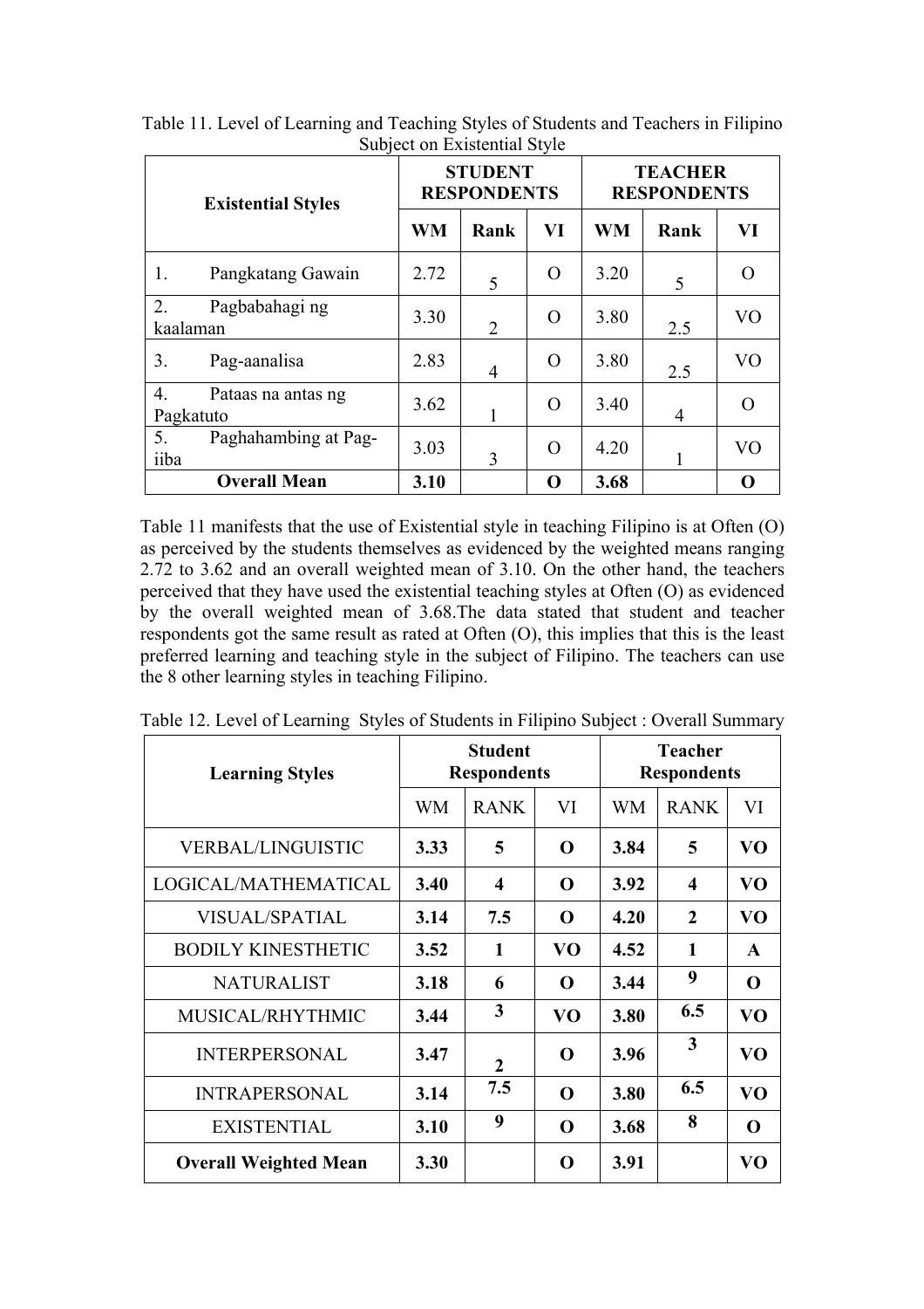Table 11. Level of Learning and Teaching Styles of Students and Teachers in Filipino Subject on Existential Style

| Existential Styles | STUDENT RESPONDENTS | | | TEACHER RESPONDENTS | | |
|---|---|---|---|---|---|---|
| | **WM** | **Rank** | **VI** | **WM** | **Rank** | **VI** |
| 1. Pangkatang Gawain | 2.72 | 5 | O | 3.20 | 5 | O |
| 2. Pagbabahagi ng kaalaman | 3.30 | 2 | O | 3.80 | 2.5 | VO |
| 3. Pag-aanalisa | 2.83 | 4 | O | 3.80 | 2.5 | VO |
| 4. Pataas na antas ng Pagkatuto | 3.62 | 1 | O | 3.40 | 4 | O |
| 5. Paghahambing at Pag-iiba | 3.03 | 3 | O | 4.20 | 1 | VO |
| **Overall Mean** | **3.10** | | **O** | **3.68** | | **O** |

Table 11 manifests that the use of Existential style in teaching Filipino is at Often (O) as perceived by the students themselves as evidenced by the weighted means ranging 2.72 to 3.62 and an overall weighted mean of 3.10. On the other hand, the teachers perceived that they have used the existential teaching styles at Often (O) as evidenced by the overall weighted mean of 3.68.The data stated that student and teacher respondents got the same result as rated at Often (O), this implies that this is the least preferred learning and teaching style in the subject of Filipino. The teachers can use the 8 other learning styles in teaching Filipino.

Table 12. Level of Learning Styles of Students in Filipino Subject : Overall Summary

| Learning Styles | Student Respondents | | | Teacher Respondents | | |
|---|---|---|---|---|---|---|
| | WM | RANK | VI | WM | RANK | VI |
| VERBAL/LINGUISTIC | **3.33** | **5** | **O** | **3.84** | **5** | **VO** |
| LOGICAL/MATHEMATICAL | **3.40** | **4** | **O** | **3.92** | **4** | **VO** |
| VISUAL/SPATIAL | **3.14** | **7.5** | **O** | **4.20** | **2** | **VO** |
| BODILY KINESTHETIC | **3.52** | **1** | **VO** | **4.52** | **1** | **A** |
| NATURALIST | **3.18** | **6** | **O** | **3.44** | **9** | **O** |
| MUSICAL/RHYTHMIC | **3.44** | **3** | **VO** | **3.80** | **6.5** | **VO** |
| INTERPERSONAL | **3.47** | **2** | **O** | **3.96** | **3** | **VO** |
| INTRAPERSONAL | **3.14** | **7.5** | **O** | **3.80** | **6.5** | **VO** |
| EXISTENTIAL | **3.10** | **9** | **O** | **3.68** | **8** | **O** |
| **Overall Weighted Mean** | **3.30** | | **O** | **3.91** | | **VO** |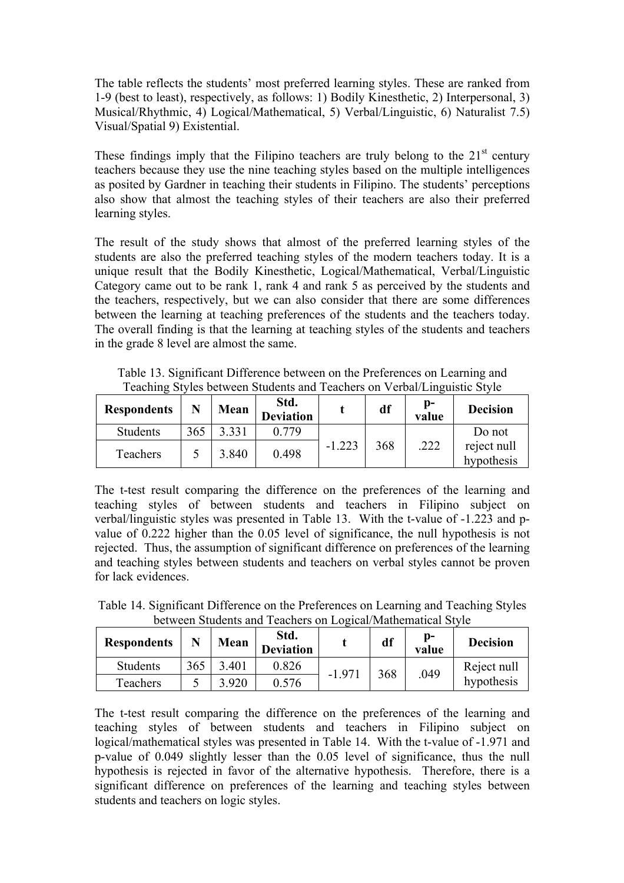The table reflects the students' most preferred learning styles. These are ranked from 1-9 (best to least), respectively, as follows: 1) Bodily Kinesthetic, 2) Interpersonal, 3) Musical/Rhythmic, 4) Logical/Mathematical, 5) Verbal/Linguistic, 6) Naturalist 7.5) Visual/Spatial 9) Existential.

These findings imply that the Filipino teachers are truly belong to the 21st century teachers because they use the nine teaching styles based on the multiple intelligences as posited by Gardner in teaching their students in Filipino. The students' perceptions also show that almost the teaching styles of their teachers are also their preferred learning styles.

The result of the study shows that almost of the preferred learning styles of the students are also the preferred teaching styles of the modern teachers today. It is a unique result that the Bodily Kinesthetic, Logical/Mathematical, Verbal/Linguistic Category came out to be rank 1, rank 4 and rank 5 as perceived by the students and the teachers, respectively, but we can also consider that there are some differences between the learning at teaching preferences of the students and the teachers today. The overall finding is that the learning at teaching styles of the students and teachers in the grade 8 level are almost the same.

Table 13. Significant Difference between on the Preferences on Learning and Teaching Styles between Students and Teachers on Verbal/Linguistic Style

| **Respondents** | **N** | **Mean** | **Std. Deviation** | **t** | **df** | **p-value** | **Decision** |
|---|---|---|---|---|---|---|---|
| Students | 365 | 3.331 | 0.779 | -1.223 | 368 | .222 | Do not reject null hypothesis |
| Teachers | 5 | 3.840 | 0.498 | | | | |

The t-test result comparing the difference on the preferences of the learning and teaching styles of between students and teachers in Filipino subject on verbal/linguistic styles was presented in Table 13. With the t-value of -1.223 and p-value of 0.222 higher than the 0.05 level of significance, the null hypothesis is not rejected. Thus, the assumption of significant difference on preferences of the learning and teaching styles between students and teachers on verbal styles cannot be proven for lack evidences.

Table 14. Significant Difference on the Preferences on Learning and Teaching Styles between Students and Teachers on Logical/Mathematical Style

| **Respondents** | **N** | **Mean** | **Std. Deviation** | **t** | **df** | **p-value** | **Decision** |
|---|---|---|---|---|---|---|---|
| Students | 365 | 3.401 | 0.826 | -1.971 | 368 | .049 | Reject null hypothesis |
| Teachers | 5 | 3.920 | 0.576 | | | | |

The t-test result comparing the difference on the preferences of the learning and teaching styles of between students and teachers in Filipino subject on logical/mathematical styles was presented in Table 14. With the t-value of -1.971 and p-value of 0.049 slightly lesser than the 0.05 level of significance, thus the null hypothesis is rejected in favor of the alternative hypothesis. Therefore, there is a significant difference on preferences of the learning and teaching styles between students and teachers on logic styles.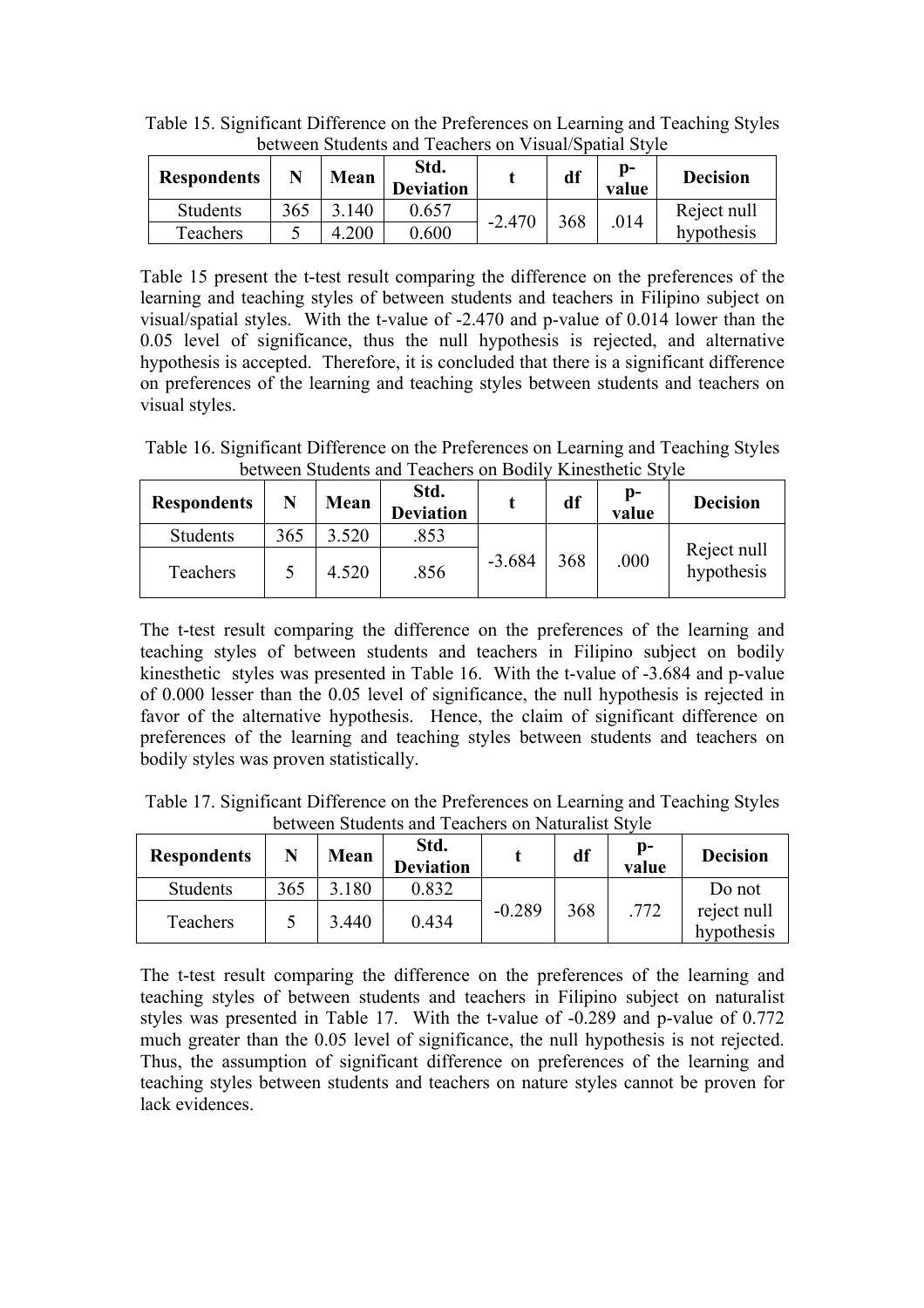Table 15. Significant Difference on the Preferences on Learning and Teaching Styles between Students and Teachers on Visual/Spatial Style

| Respondents | N | Mean | Std. Deviation | t | df | p-value | Decision |
|---|---|---|---|---|---|---|---|
| Students | 365 | 3.140 | 0.657 | -2.470 | 368 | .014 | Reject null hypothesis |
| Teachers | 5 | 4.200 | 0.600 | | | | |

Table 15 present the t-test result comparing the difference on the preferences of the learning and teaching styles of between students and teachers in Filipino subject on visual/spatial styles. With the t-value of -2.470 and p-value of 0.014 lower than the 0.05 level of significance, thus the null hypothesis is rejected, and alternative hypothesis is accepted. Therefore, it is concluded that there is a significant difference on preferences of the learning and teaching styles between students and teachers on visual styles.

Table 16. Significant Difference on the Preferences on Learning and Teaching Styles between Students and Teachers on Bodily Kinesthetic Style

| Respondents | N | Mean | Std. Deviation | t | df | p-value | Decision |
|---|---|---|---|---|---|---|---|
| Students | 365 | 3.520 | .853 | -3.684 | 368 | .000 | Reject null hypothesis |
| Teachers | 5 | 4.520 | .856 | | | | |

The t-test result comparing the difference on the preferences of the learning and teaching styles of between students and teachers in Filipino subject on bodily kinesthetic styles was presented in Table 16. With the t-value of -3.684 and p-value of 0.000 lesser than the 0.05 level of significance, the null hypothesis is rejected in favor of the alternative hypothesis. Hence, the claim of significant difference on preferences of the learning and teaching styles between students and teachers on bodily styles was proven statistically.

Table 17. Significant Difference on the Preferences on Learning and Teaching Styles between Students and Teachers on Naturalist Style

| Respondents | N | Mean | Std. Deviation | t | df | p-value | Decision |
|---|---|---|---|---|---|---|---|
| Students | 365 | 3.180 | 0.832 | -0.289 | 368 | .772 | Do not reject null hypothesis |
| Teachers | 5 | 3.440 | 0.434 | | | | |

The t-test result comparing the difference on the preferences of the learning and teaching styles of between students and teachers in Filipino subject on naturalist styles was presented in Table 17. With the t-value of -0.289 and p-value of 0.772 much greater than the 0.05 level of significance, the null hypothesis is not rejected. Thus, the assumption of significant difference on preferences of the learning and teaching styles between students and teachers on nature styles cannot be proven for lack evidences.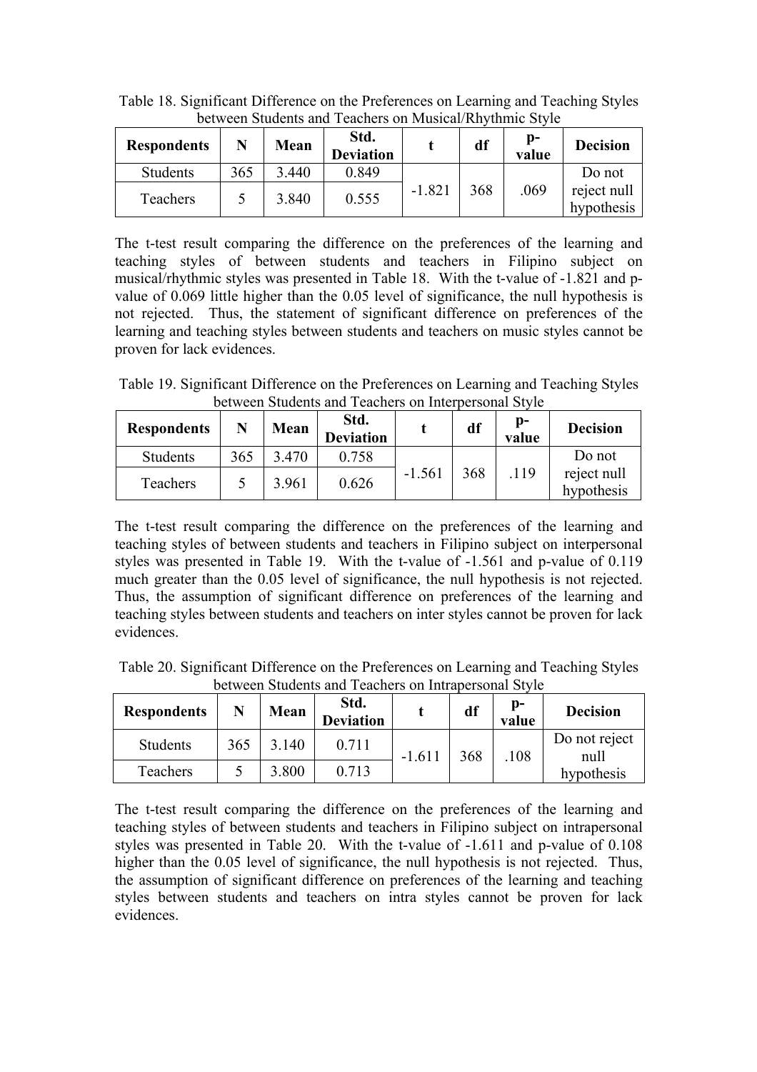Table 18. Significant Difference on the Preferences on Learning and Teaching Styles between Students and Teachers on Musical/Rhythmic Style

| Respondents | N | Mean | Std. Deviation | t | df | p-value | Decision |
|---|---|---|---|---|---|---|---|
| Students | 365 | 3.440 | 0.849 | -1.821 | 368 | .069 | Do not reject null hypothesis |
| Teachers | 5 | 3.840 | 0.555 | | | | |

The t-test result comparing the difference on the preferences of the learning and teaching styles of between students and teachers in Filipino subject on musical/rhythmic styles was presented in Table 18. With the t-value of -1.821 and p-value of 0.069 little higher than the 0.05 level of significance, the null hypothesis is not rejected. Thus, the statement of significant difference on preferences of the learning and teaching styles between students and teachers on music styles cannot be proven for lack evidences.

Table 19. Significant Difference on the Preferences on Learning and Teaching Styles between Students and Teachers on Interpersonal Style

| Respondents | N | Mean | Std. Deviation | t | df | p-value | Decision |
|---|---|---|---|---|---|---|---|
| Students | 365 | 3.470 | 0.758 | -1.561 | 368 | .119 | Do not reject null hypothesis |
| Teachers | 5 | 3.961 | 0.626 | | | | |

The t-test result comparing the difference on the preferences of the learning and teaching styles of between students and teachers in Filipino subject on interpersonal styles was presented in Table 19. With the t-value of -1.561 and p-value of 0.119 much greater than the 0.05 level of significance, the null hypothesis is not rejected. Thus, the assumption of significant difference on preferences of the learning and teaching styles between students and teachers on inter styles cannot be proven for lack evidences.

Table 20. Significant Difference on the Preferences on Learning and Teaching Styles between Students and Teachers on Intrapersonal Style

| Respondents | N | Mean | Std. Deviation | t | df | p-value | Decision |
|---|---|---|---|---|---|---|---|
| Students | 365 | 3.140 | 0.711 | -1.611 | 368 | .108 | Do not reject null hypothesis |
| Teachers | 5 | 3.800 | 0.713 | | | | |

The t-test result comparing the difference on the preferences of the learning and teaching styles of between students and teachers in Filipino subject on intrapersonal styles was presented in Table 20. With the t-value of -1.611 and p-value of 0.108 higher than the 0.05 level of significance, the null hypothesis is not rejected. Thus, the assumption of significant difference on preferences of the learning and teaching styles between students and teachers on intra styles cannot be proven for lack evidences.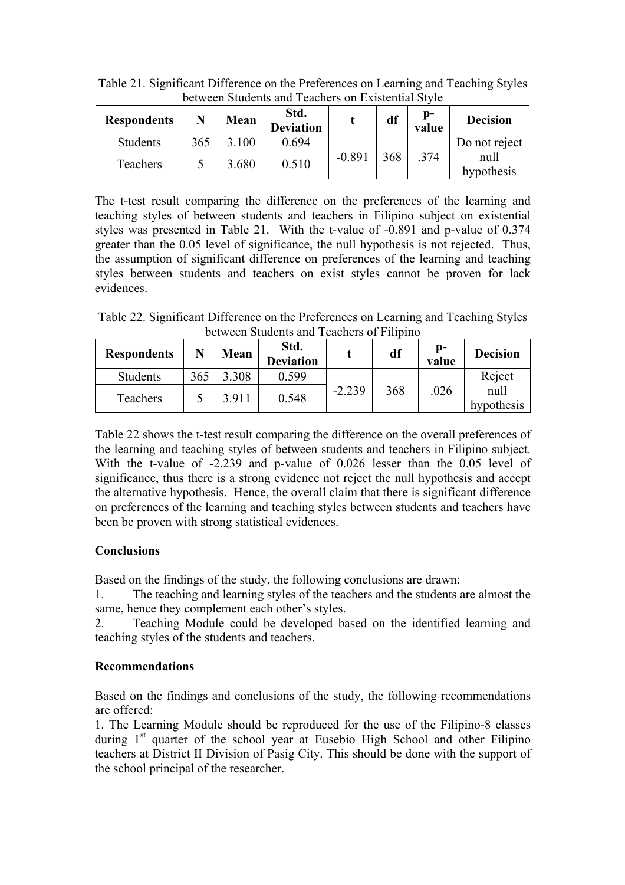Table 21. Significant Difference on the Preferences on Learning and Teaching Styles between Students and Teachers on Existential Style

| Respondents | N | Mean | Std. Deviation | t | df | p-value | Decision |
|---|---|---|---|---|---|---|---|
| Students | 365 | 3.100 | 0.694 | -0.891 | 368 | .374 | Do not reject null hypothesis |
| Teachers | 5 | 3.680 | 0.510 | | | | |

The t-test result comparing the difference on the preferences of the learning and teaching styles of between students and teachers in Filipino subject on existential styles was presented in Table 21. With the t-value of -0.891 and p-value of 0.374 greater than the 0.05 level of significance, the null hypothesis is not rejected. Thus, the assumption of significant difference on preferences of the learning and teaching styles between students and teachers on exist styles cannot be proven for lack evidences.

Table 22. Significant Difference on the Preferences on Learning and Teaching Styles between Students and Teachers of Filipino

| Respondents | N | Mean | Std. Deviation | t | df | p-value | Decision |
|---|---|---|---|---|---|---|---|
| Students | 365 | 3.308 | 0.599 | -2.239 | 368 | .026 | Reject null hypothesis |
| Teachers | 5 | 3.911 | 0.548 | | | | |

Table 22 shows the t-test result comparing the difference on the overall preferences of the learning and teaching styles of between students and teachers in Filipino subject. With the t-value of -2.239 and p-value of 0.026 lesser than the 0.05 level of significance, thus there is a strong evidence not reject the null hypothesis and accept the alternative hypothesis. Hence, the overall claim that there is significant difference on preferences of the learning and teaching styles between students and teachers have been be proven with strong statistical evidences.

**Conclusions**

Based on the findings of the study, the following conclusions are drawn:

1. The teaching and learning styles of the teachers and the students are almost the same, hence they complement each other's styles.
2. Teaching Module could be developed based on the identified learning and teaching styles of the students and teachers.

**Recommendations**

Based on the findings and conclusions of the study, the following recommendations are offered:

1. The Learning Module should be reproduced for the use of the Filipino-8 classes during 1st quarter of the school year at Eusebio High School and other Filipino teachers at District II Division of Pasig City. This should be done with the support of the school principal of the researcher.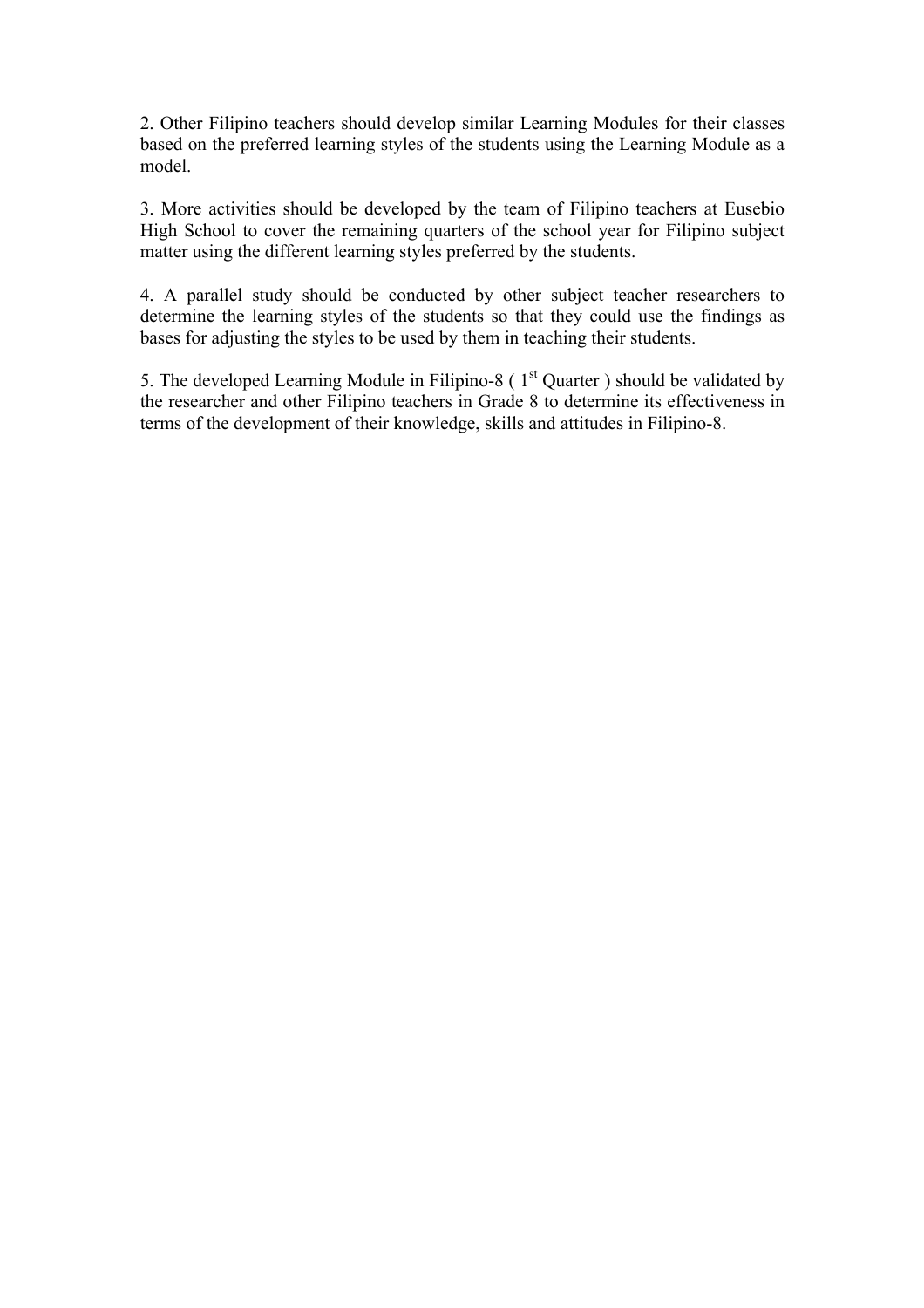2. Other Filipino teachers should develop similar Learning Modules for their classes based on the preferred learning styles of the students using the Learning Module as a model.

3. More activities should be developed by the team of Filipino teachers at Eusebio High School to cover the remaining quarters of the school year for Filipino subject matter using the different learning styles preferred by the students.

4. A parallel study should be conducted by other subject teacher researchers to determine the learning styles of the students so that they could use the findings as bases for adjusting the styles to be used by them in teaching their students.

5. The developed Learning Module in Filipino-8 ( 1st Quarter ) should be validated by the researcher and other Filipino teachers in Grade 8 to determine its effectiveness in terms of the development of their knowledge, skills and attitudes in Filipino-8.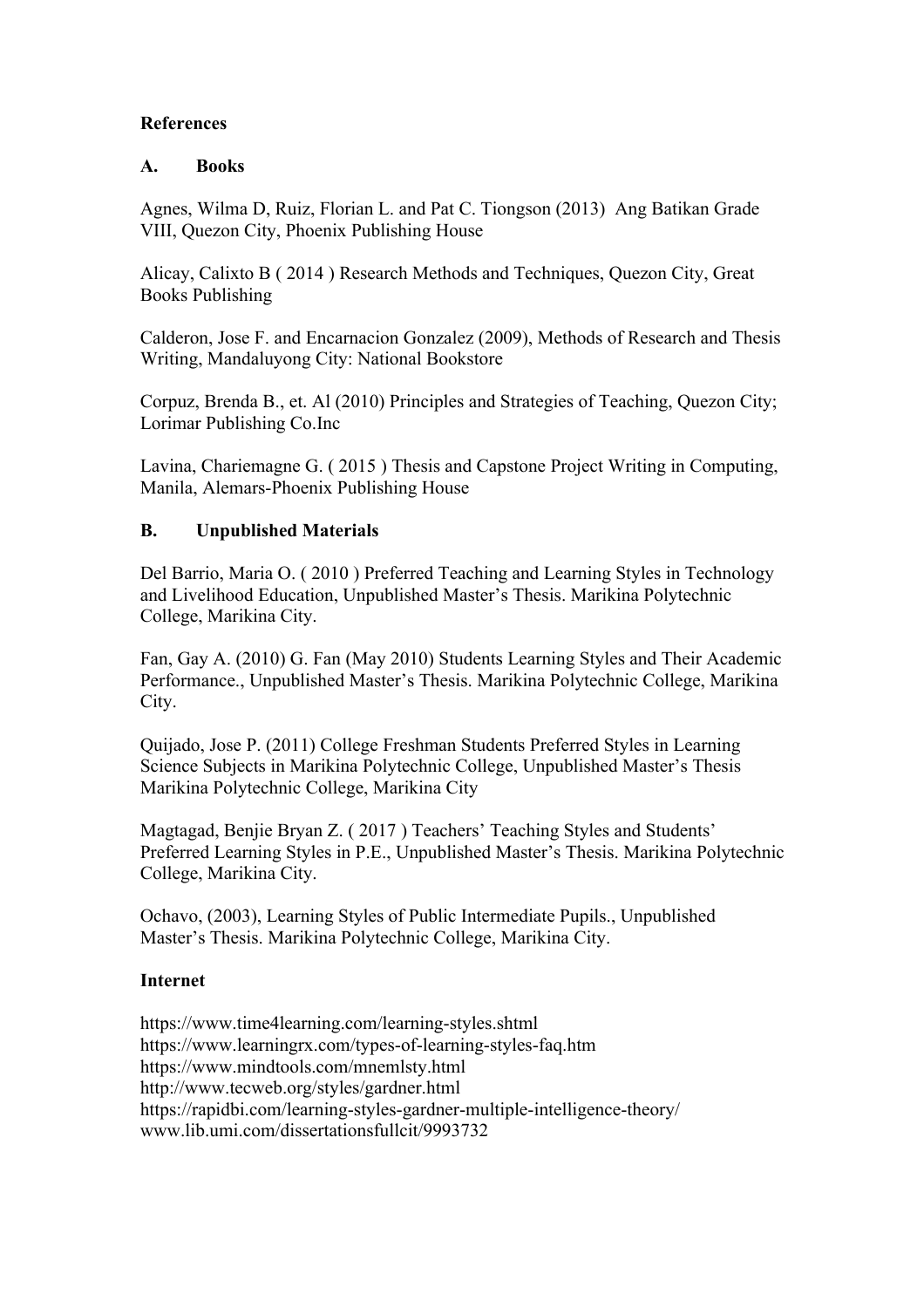**References**

**A. Books**

Agnes, Wilma D, Ruiz, Florian L. and Pat C. Tiongson (2013) Ang Batikan Grade VIII, Quezon City, Phoenix Publishing House

Alicay, Calixto B ( 2014 ) Research Methods and Techniques, Quezon City, Great Books Publishing

Calderon, Jose F. and Encarnacion Gonzalez (2009), Methods of Research and Thesis Writing, Mandaluyong City: National Bookstore

Corpuz, Brenda B., et. Al (2010) Principles and Strategies of Teaching, Quezon City; Lorimar Publishing Co.Inc

Lavina, Chariemagne G. ( 2015 ) Thesis and Capstone Project Writing in Computing, Manila, Alemars-Phoenix Publishing House

**B. Unpublished Materials**

Del Barrio, Maria O. ( 2010 ) Preferred Teaching and Learning Styles in Technology and Livelihood Education, Unpublished Master's Thesis. Marikina Polytechnic College, Marikina City.

Fan, Gay A. (2010) G. Fan (May 2010) Students Learning Styles and Their Academic Performance., Unpublished Master's Thesis. Marikina Polytechnic College, Marikina City.

Quijado, Jose P. (2011) College Freshman Students Preferred Styles in Learning Science Subjects in Marikina Polytechnic College, Unpublished Master's Thesis Marikina Polytechnic College, Marikina City

Magtagad, Benjie Bryan Z. ( 2017 ) Teachers' Teaching Styles and Students' Preferred Learning Styles in P.E., Unpublished Master's Thesis. Marikina Polytechnic College, Marikina City.

Ochavo, (2003), Learning Styles of Public Intermediate Pupils., Unpublished Master's Thesis. Marikina Polytechnic College, Marikina City.

**Internet**

https://www.time4learning.com/learning-styles.shtml
https://www.learningrx.com/types-of-learning-styles-faq.htm
https://www.mindtools.com/mnemlsty.html
http://www.tecweb.org/styles/gardner.html
https://rapidbi.com/learning-styles-gardner-multiple-intelligence-theory/
www.lib.umi.com/dissertationsfullcit/9993732